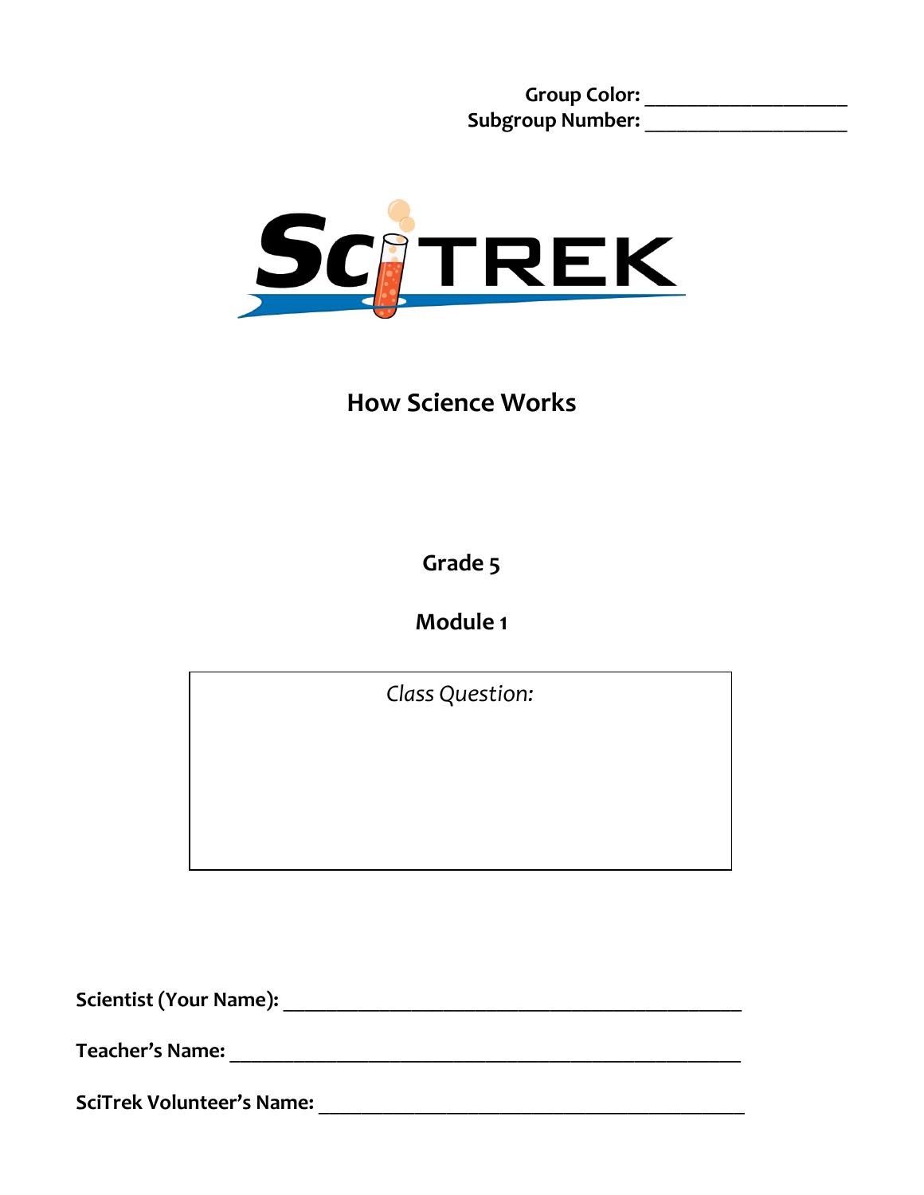**Group Color:** ____________________
**Subgroup Number:** ____________________

SciTREK

# How Science Works

## Grade 5

## Module 1

*Class Question:*

**Scientist (Your Name):** ____________________________________________

**Teacher's Name:** ____________________________________________

**SciTrek Volunteer's Name:** ____________________________________________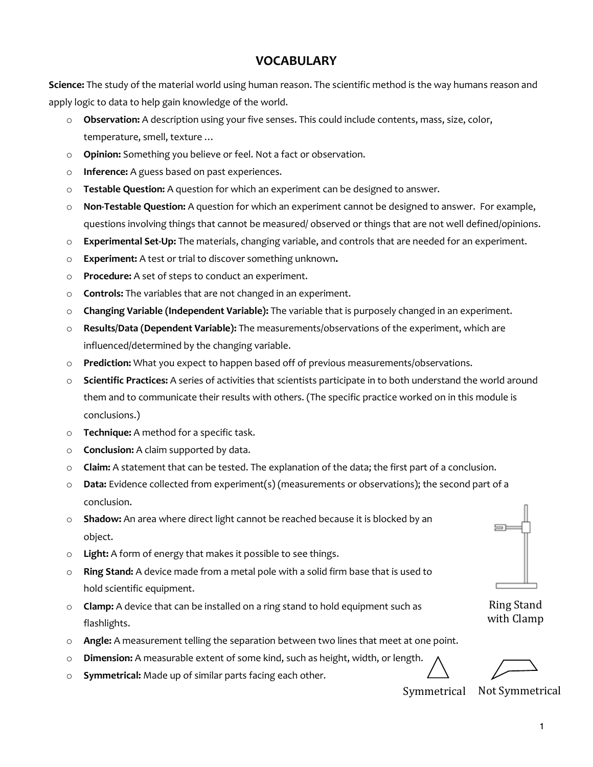# VOCABULARY

**Science:** The study of the material world using human reason. The scientific method is the way humans reason and apply logic to data to help gain knowledge of the world.

- **Observation:** A description using your five senses. This could include contents, mass, size, color, temperature, smell, texture …
- **Opinion:** Something you believe or feel. Not a fact or observation.
- **Inference:** A guess based on past experiences.
- **Testable Question:** A question for which an experiment can be designed to answer.
- **Non-Testable Question:** A question for which an experiment cannot be designed to answer. For example, questions involving things that cannot be measured/ observed or things that are not well defined/opinions.
- **Experimental Set-Up:** The materials, changing variable, and controls that are needed for an experiment.
- **Experiment:** A test or trial to discover something unknown**.**
- **Procedure:** A set of steps to conduct an experiment.
- **Controls:** The variables that are not changed in an experiment.
- **Changing Variable (Independent Variable):** The variable that is purposely changed in an experiment.
- **Results/Data (Dependent Variable):** The measurements/observations of the experiment, which are influenced/determined by the changing variable.
- **Prediction:** What you expect to happen based off of previous measurements/observations.
- **Scientific Practices:** A series of activities that scientists participate in to both understand the world around them and to communicate their results with others. (The specific practice worked on in this module is conclusions.)
- **Technique:** A method for a specific task.
- **Conclusion:** A claim supported by data.
- **Claim:** A statement that can be tested. The explanation of the data; the first part of a conclusion.
- **Data:** Evidence collected from experiment(s) (measurements or observations); the second part of a conclusion.
- **Shadow:** An area where direct light cannot be reached because it is blocked by an object.
- **Light:** A form of energy that makes it possible to see things.
- **Ring Stand:** A device made from a metal pole with a solid firm base that is used to hold scientific equipment.
- **Clamp:** A device that can be installed on a ring stand to hold equipment such as flashlights.
- **Angle:** A measurement telling the separation between two lines that meet at one point.
- **Dimension:** A measurable extent of some kind, such as height, width, or length.
- **Symmetrical:** Made up of similar parts facing each other.

Ring Stand with Clamp

Symmetrical

Not Symmetrical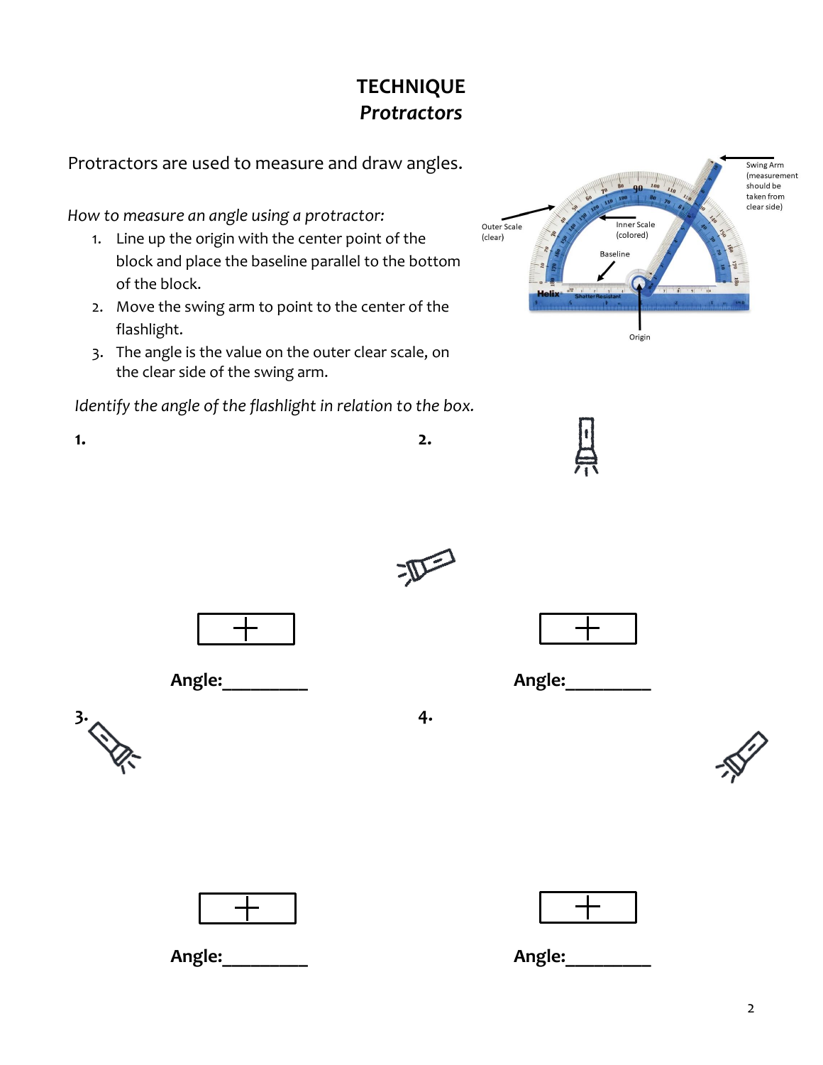# TECHNIQUE
## *Protractors*

Protractors are used to measure and draw angles.

*How to measure an angle using a protractor:*

1. Line up the origin with the center point of the block and place the baseline parallel to the bottom of the block.
2. Move the swing arm to point to the center of the flashlight.
3. The angle is the value on the outer clear scale, on the clear side of the swing arm.

Outer Scale (clear)

Inner Scale (colored)

Baseline

Origin

Swing Arm (measurement should be taken from clear side)

*Identify the angle of the flashlight in relation to the box.*

**1.**

**Angle:**\_\_\_\_\_\_\_\_\_

**2.**

**Angle:**\_\_\_\_\_\_\_\_\_

**3.**

**Angle:**\_\_\_\_\_\_\_\_\_

**4.**

**Angle:**\_\_\_\_\_\_\_\_\_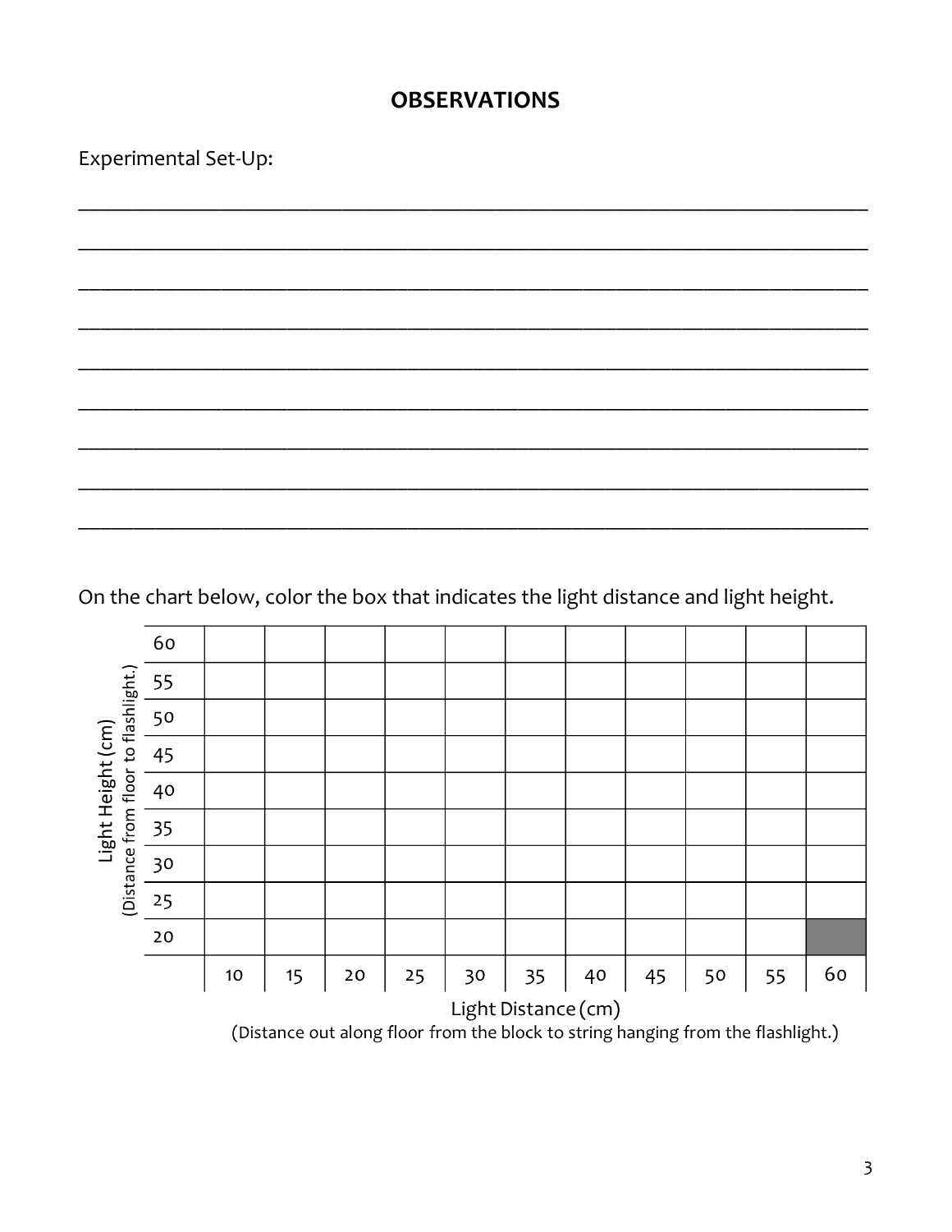## OBSERVATIONS

Experimental Set-Up:

_______________________________________________________________________________

_______________________________________________________________________________

_______________________________________________________________________________

_______________________________________________________________________________

_______________________________________________________________________________

_______________________________________________________________________________

_______________________________________________________________________________

_______________________________________________________________________________

_______________________________________________________________________________

On the chart below, color the box that indicates the light distance and light height.

| Light Height (cm) (Distance from floor to flashlight.) | | | | | | | | | | | |
|---|---|---|---|---|---|---|---|---|---|---|---|
| 60 | | | | | | | | | | | |
| 55 | | | | | | | | | | | |
| 50 | | | | | | | | | | | |
| 45 | | | | | | | | | | | |
| 40 | | | | | | | | | | | |
| 35 | | | | | | | | | | | |
| 30 | | | | | | | | | | | |
| 25 | | | | | | | | | | | |
| 20 | | | | | | | | | | | ■ |
| | 10 | 15 | 20 | 25 | 30 | 35 | 40 | 45 | 50 | 55 | 60 |

Light Distance (cm)
(Distance out along floor from the block to string hanging from the flashlight.)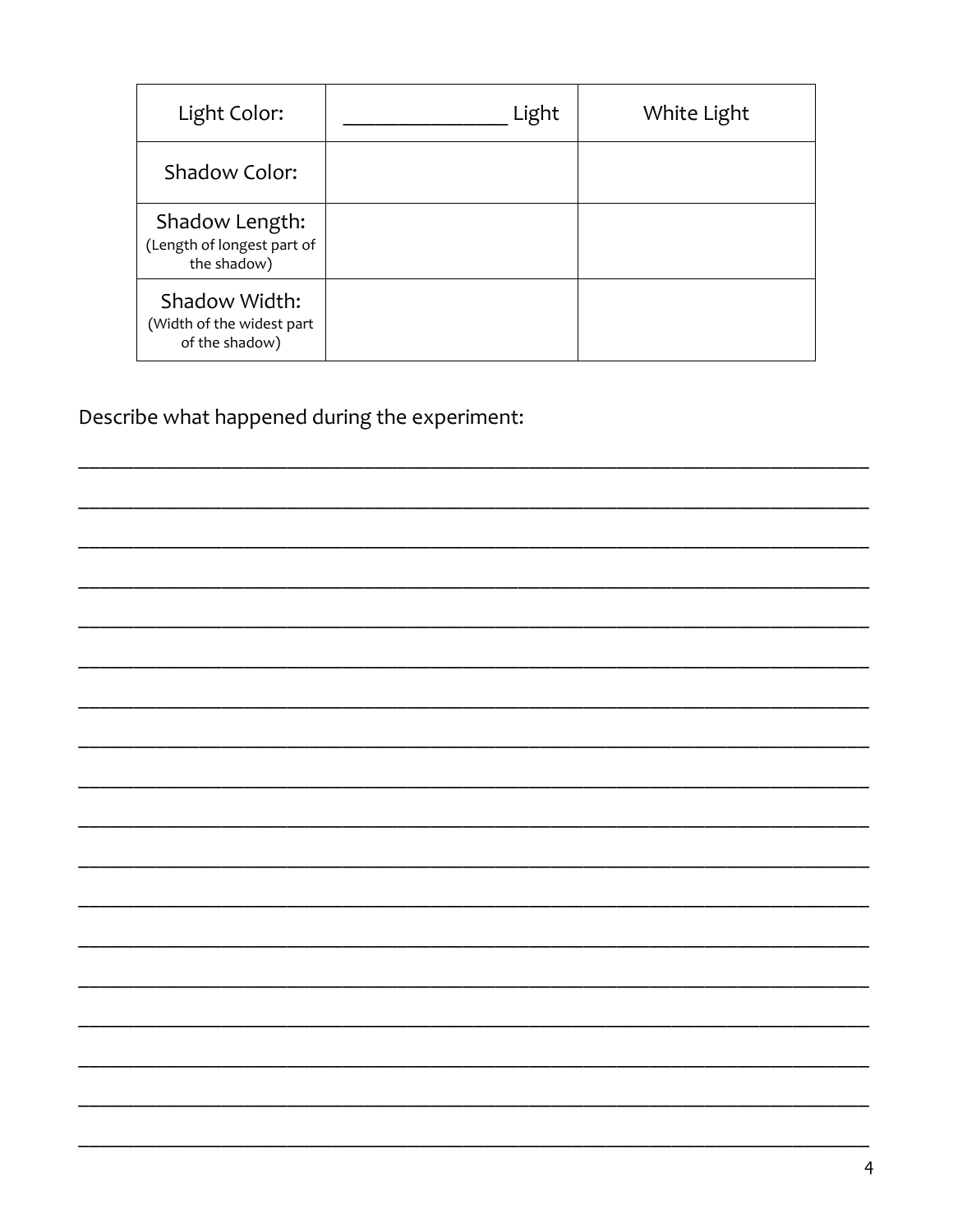| Light Color: | _______________ Light | White Light |
|---|---|---|
| Shadow Color: | | |
| Shadow Length: (Length of longest part of the shadow) | | |
| Shadow Width: (Width of the widest part of the shadow) | | |

Describe what happened during the experiment:

________________________________________________________________________________

________________________________________________________________________________

________________________________________________________________________________

________________________________________________________________________________

________________________________________________________________________________

________________________________________________________________________________

________________________________________________________________________________

________________________________________________________________________________

________________________________________________________________________________

________________________________________________________________________________

________________________________________________________________________________

________________________________________________________________________________

________________________________________________________________________________

________________________________________________________________________________

________________________________________________________________________________

________________________________________________________________________________

________________________________________________________________________________

________________________________________________________________________________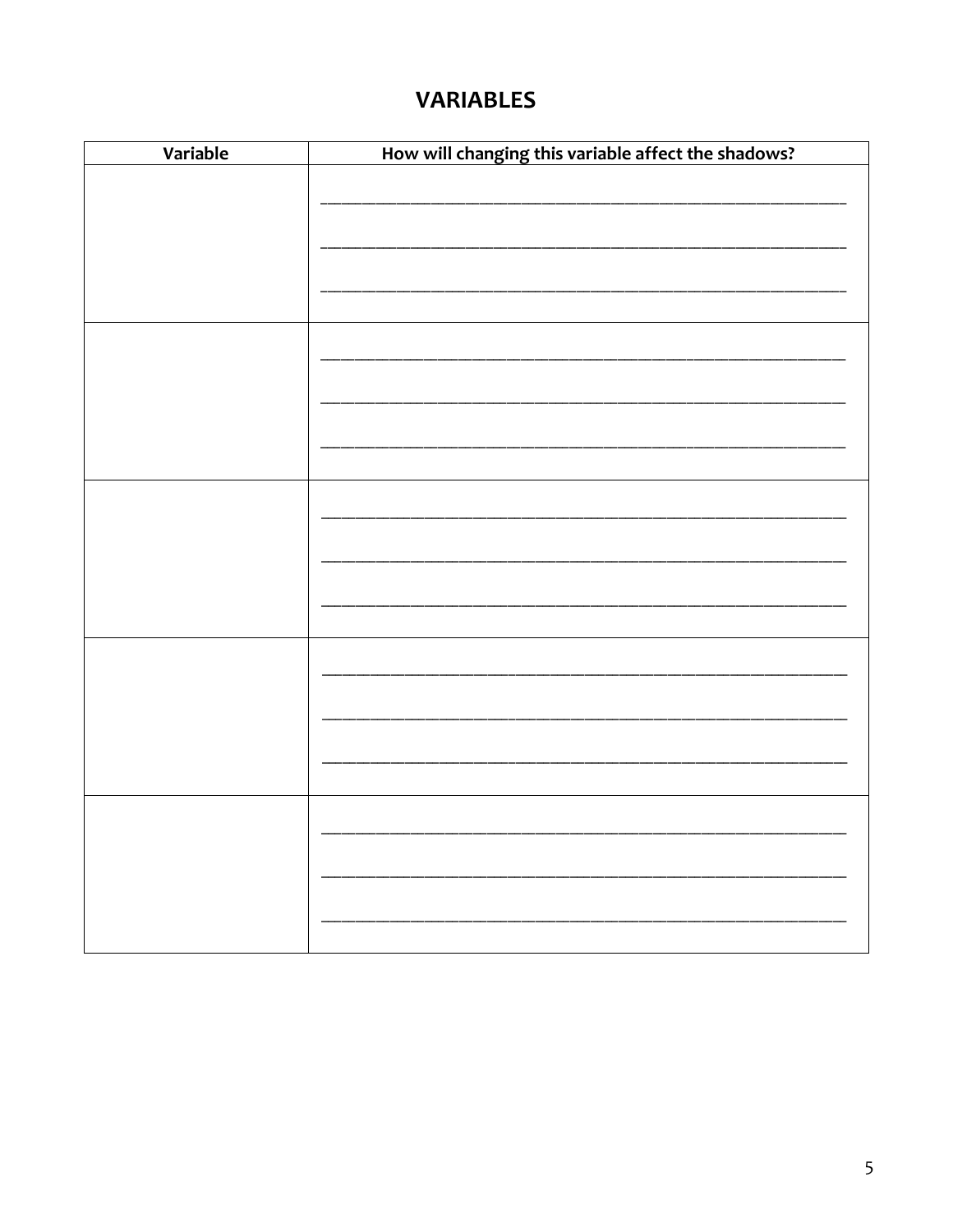# VARIABLES

| Variable | How will changing this variable affect the shadows? |
| --- | --- |
| | ______________________________________________ ______________________________________________ ______________________________________________ |
| | ______________________________________________ ______________________________________________ ______________________________________________ |
| | ______________________________________________ ______________________________________________ ______________________________________________ |
| | ______________________________________________ ______________________________________________ ______________________________________________ |
| | ______________________________________________ ______________________________________________ ______________________________________________ |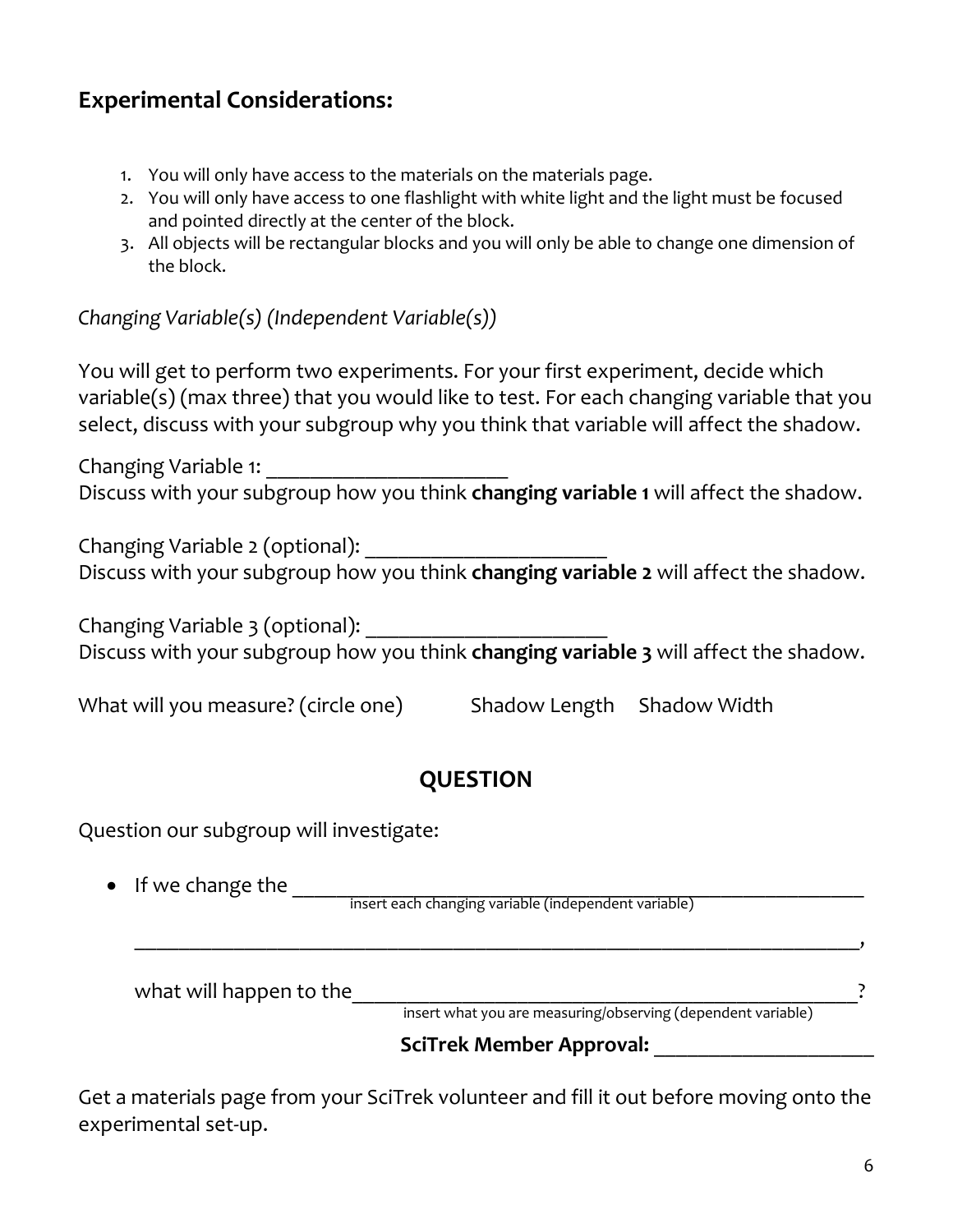## Experimental Considerations:

1. You will only have access to the materials on the materials page.
2. You will only have access to one flashlight with white light and the light must be focused and pointed directly at the center of the block.
3. All objects will be rectangular blocks and you will only be able to change one dimension of the block.

*Changing Variable(s) (Independent Variable(s))*

You will get to perform two experiments. For your first experiment, decide which variable(s) (max three) that you would like to test. For each changing variable that you select, discuss with your subgroup why you think that variable will affect the shadow.

Changing Variable 1: ______________________

Discuss with your subgroup how you think **changing variable 1** will affect the shadow.

Changing Variable 2 (optional): ______________________

Discuss with your subgroup how you think **changing variable 2** will affect the shadow.

Changing Variable 3 (optional): ______________________

Discuss with your subgroup how you think **changing variable 3** will affect the shadow.

What will you measure? (circle one)     Shadow Length     Shadow Width

## QUESTION

Question our subgroup will investigate:

- If we change the ________________________________________________
  insert each changing variable (independent variable)

  ________________________________________________________________,

  what will happen to the____________________________________________?
  insert what you are measuring/observing (dependent variable)

**SciTrek Member Approval:** ____________________

Get a materials page from your SciTrek volunteer and fill it out before moving onto the experimental set-up.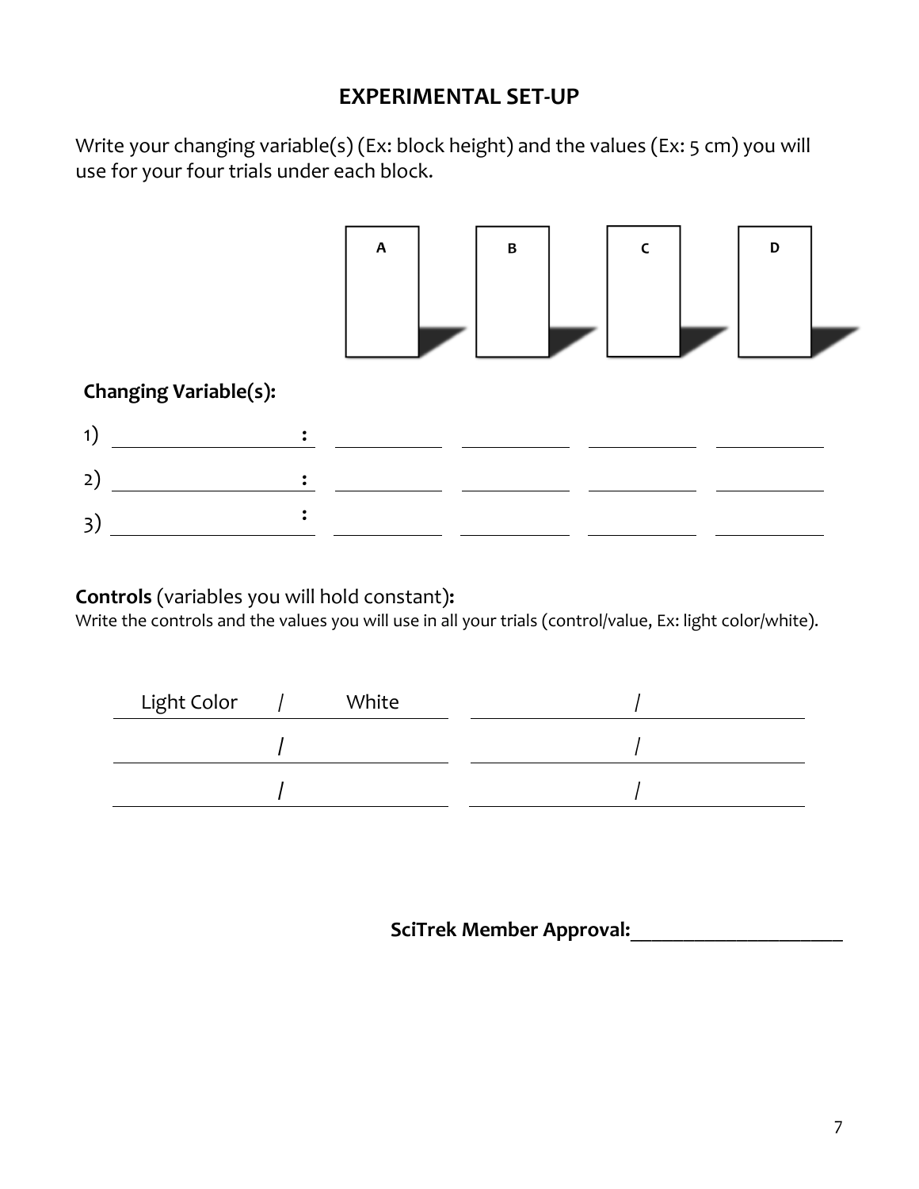## EXPERIMENTAL SET-UP

Write your changing variable(s) (Ex: block height) and the values (Ex: 5 cm) you will use for your four trials under each block.

| | A | B | C | D |
|---|---|---|---|---|
| **Changing Variable(s):** | | | | |
| 1) ____________ : | ________ | ________ | ________ | ________ |
| 2) ____________ : | ________ | ________ | ________ | ________ |
| 3) ____________ : | ________ | ________ | ________ | ________ |

**Controls** (variables you will hold constant)**:**

Write the controls and the values you will use in all your trials (control/value, Ex: light color/white).

| | |
|---|---|
| Light Color / White | ________ / ________ |
| ________ / ________ | ________ / ________ |
| ________ / ________ | ________ / ________ |

**SciTrek Member Approval:**____________________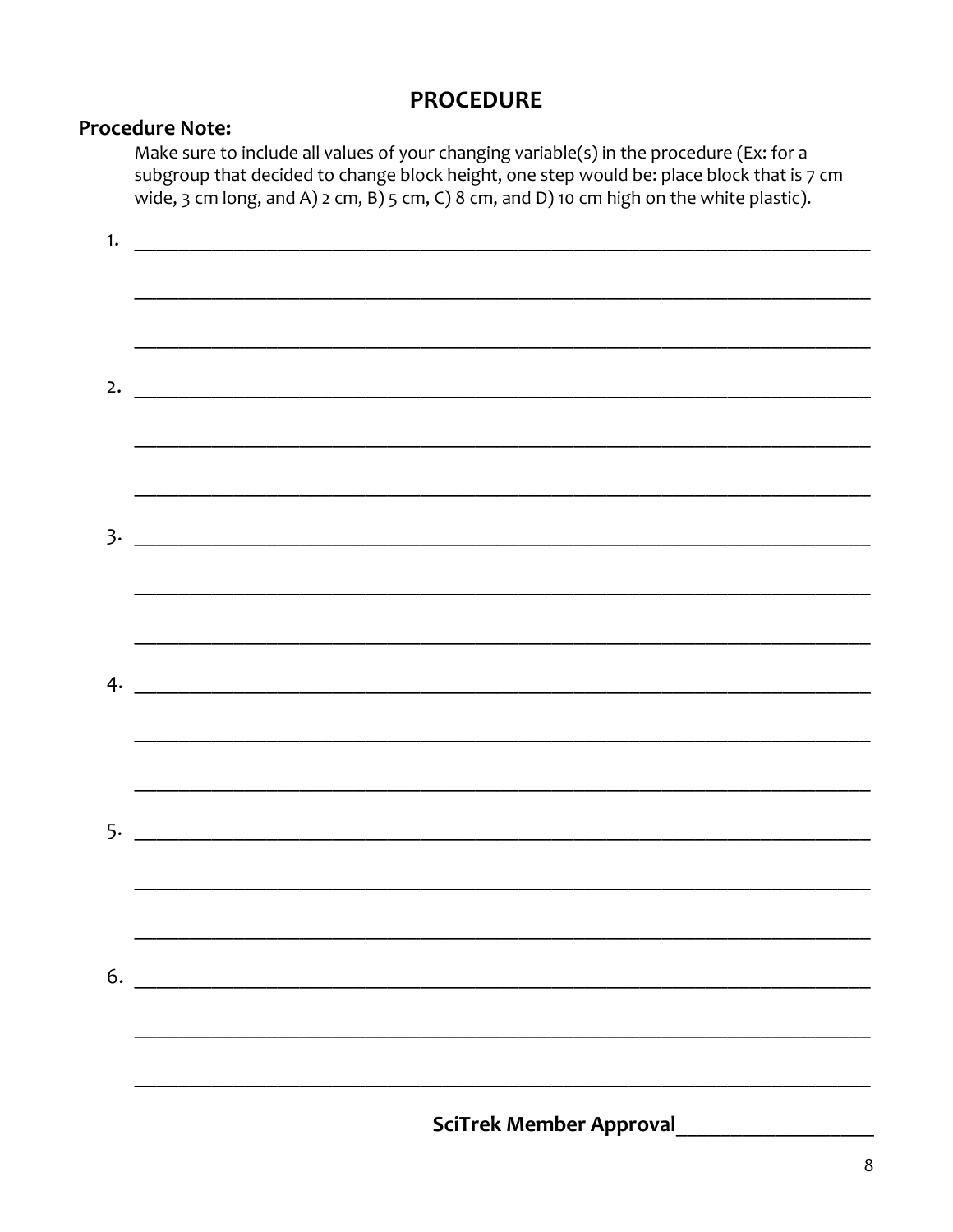# PROCEDURE

**Procedure Note:**

Make sure to include all values of your changing variable(s) in the procedure (Ex: for a subgroup that decided to change block height, one step would be: place block that is 7 cm wide, 3 cm long, and A) 2 cm, B) 5 cm, C) 8 cm, and D) 10 cm high on the white plastic).

1. ______________________________________________________________________________

______________________________________________________________________________

______________________________________________________________________________

2. ______________________________________________________________________________

______________________________________________________________________________

______________________________________________________________________________

3. ______________________________________________________________________________

______________________________________________________________________________

______________________________________________________________________________

4. ______________________________________________________________________________

______________________________________________________________________________

______________________________________________________________________________

5. ______________________________________________________________________________

______________________________________________________________________________

______________________________________________________________________________

6. ______________________________________________________________________________

______________________________________________________________________________

______________________________________________________________________________

**SciTrek Member Approval**____________________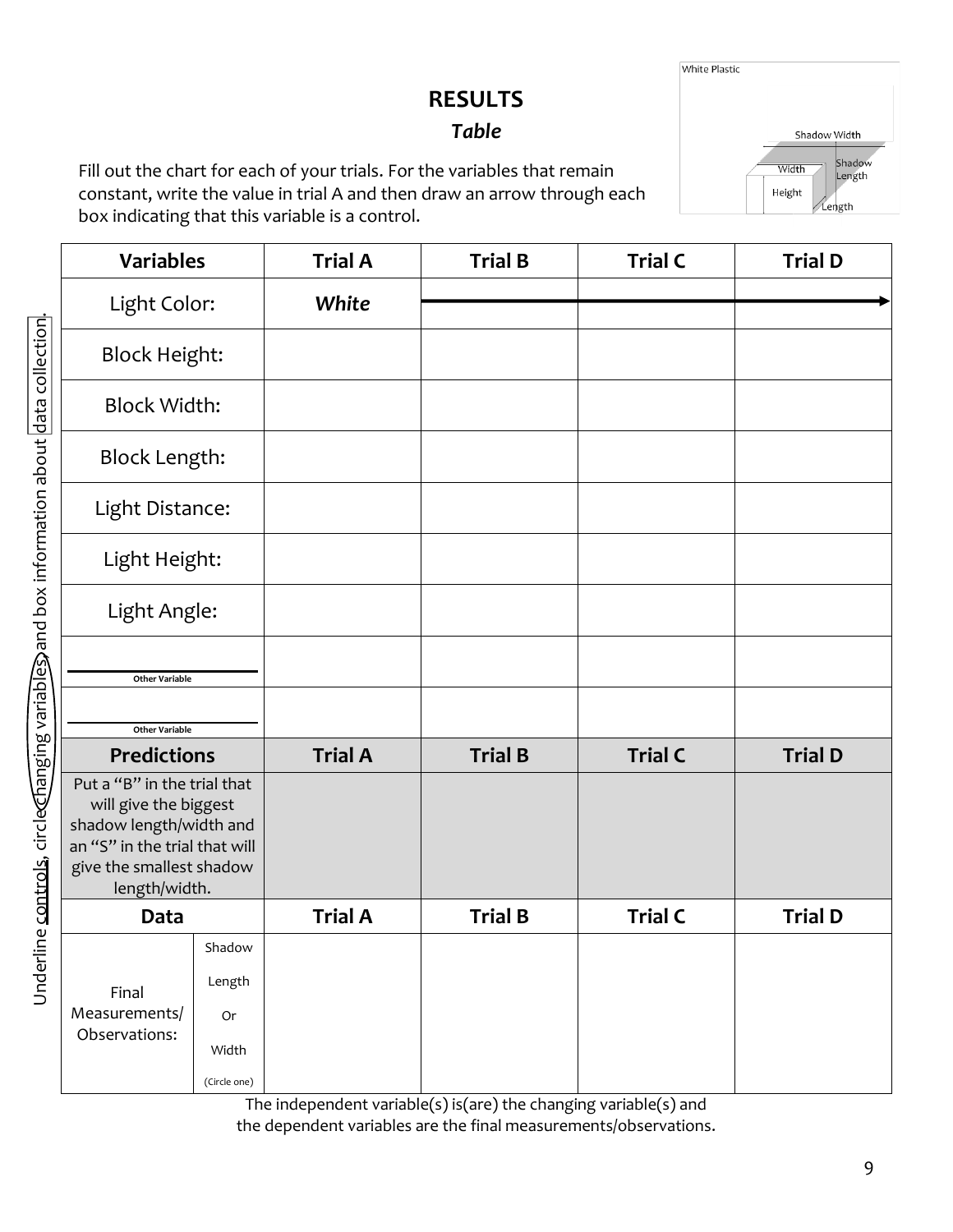# RESULTS

## *Table*

Fill out the chart for each of your trials. For the variables that remain constant, write the value in trial A and then draw an arrow through each box indicating that this variable is a control.

White Plastic

Shadow Width

Width

Shadow Length

Height

Length

Underline controls, circle changing variables, and box information about data collection.

| Variables | | Trial A | Trial B | Trial C | Trial D |
|---|---|---|---|---|---|
| Light Color: | | ***White*** | → | → | → |
| Block Height: | | | | | |
| Block Width: | | | | | |
| Block Length: | | | | | |
| Light Distance: | | | | | |
| Light Height: | | | | | |
| Light Angle: | | | | | |
| ______ Other Variable | | | | | |
| ______ Other Variable | | | | | |
| **Predictions** | | **Trial A** | **Trial B** | **Trial C** | **Trial D** |
| Put a "B" in the trial that will give the biggest shadow length/width and an "S" in the trial that will give the smallest shadow length/width. | | | | | |
| **Data** | | **Trial A** | **Trial B** | **Trial C** | **Trial D** |
| Final Measurements/ Observations: | Shadow Length Or Width (Circle one) | | | | |

The independent variable(s) is(are) the changing variable(s) and the dependent variables are the final measurements/observations.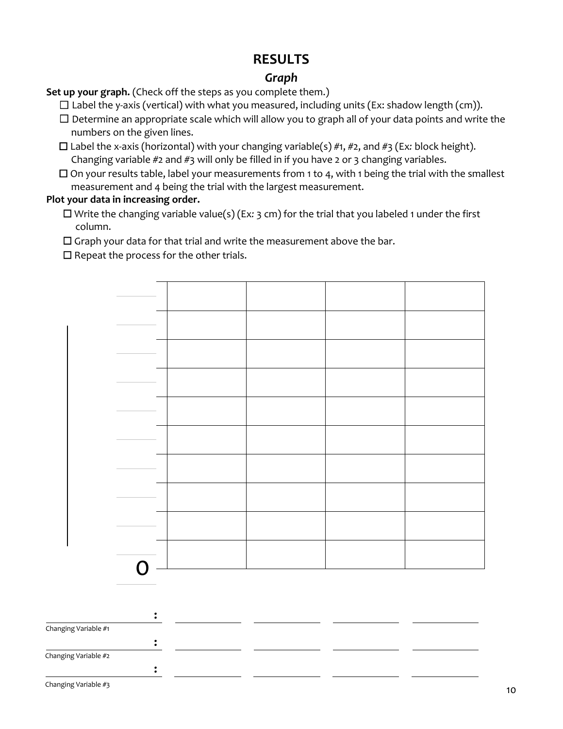# RESULTS

## *Graph*

**Set up your graph.** (Check off the steps as you complete them.)

- ☐ Label the y-axis (vertical) with what you measured, including units (Ex: shadow length (cm)).
- ☐ Determine an appropriate scale which will allow you to graph all of your data points and write the numbers on the given lines.
- ☐ Label the x-axis (horizontal) with your changing variable(s) #1, #2, and #3 (Ex*:* block height). Changing variable #2 and #3 will only be filled in if you have 2 or 3 changing variables.
- ☐ On your results table, label your measurements from 1 to 4, with 1 being the trial with the smallest measurement and 4 being the trial with the largest measurement.

**Plot your data in increasing order.**

- ☐ Write the changing variable value(s) (Ex*:* 3 cm) for the trial that you labeled 1 under the first column.
- ☐ Graph your data for that trial and write the measurement above the bar.
- ☐ Repeat the process for the other trials.

| | | | | |
|---|---|---|---|---|
| ______ | | | | |
| ______ | | | | |
| ______ | | | | |
| ______ | | | | |
| ______ | | | | |
| ______ | | | | |
| ______ | | | | |
| ______ | | | | |
| ______ | | | | |
| ______ | | | | |
| 0 | | | | |

______________________ : ____________ ____________ ____________ ____________
Changing Variable #1

______________________ : ____________ ____________ ____________ ____________
Changing Variable #2

______________________ : ____________ ____________ ____________ ____________
Changing Variable #3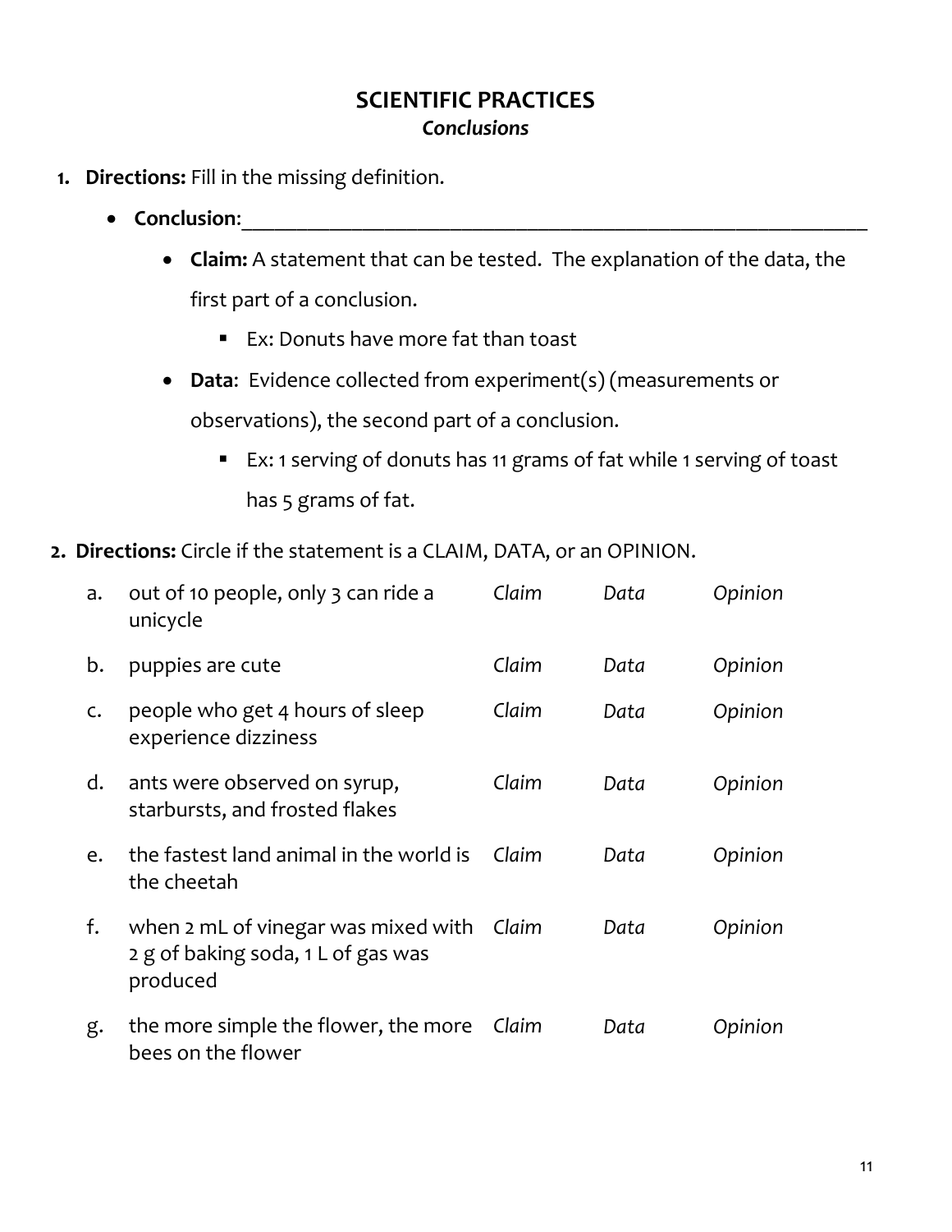# SCIENTIFIC PRACTICES

## *Conclusions*

1. **Directions:** Fill in the missing definition.
   - **Conclusion**:_______________________________________________________________
     - **Claim:** A statement that can be tested. The explanation of the data, the first part of a conclusion.
       - Ex: Donuts have more fat than toast
     - **Data**: Evidence collected from experiment(s) (measurements or observations), the second part of a conclusion.
       - Ex: 1 serving of donuts has 11 grams of fat while 1 serving of toast has 5 grams of fat.

2. **Directions:** Circle if the statement is a CLAIM, DATA, or an OPINION.

| | | | | |
|---|---|---|---|---|
| a. | out of 10 people, only 3 can ride a unicycle | *Claim* | *Data* | *Opinion* |
| b. | puppies are cute | *Claim* | *Data* | *Opinion* |
| c. | people who get 4 hours of sleep experience dizziness | *Claim* | *Data* | *Opinion* |
| d. | ants were observed on syrup, starbursts, and frosted flakes | *Claim* | *Data* | *Opinion* |
| e. | the fastest land animal in the world is the cheetah | *Claim* | *Data* | *Opinion* |
| f. | when 2 mL of vinegar was mixed with 2 g of baking soda, 1 L of gas was produced | *Claim* | *Data* | *Opinion* |
| g. | the more simple the flower, the more bees on the flower | *Claim* | *Data* | *Opinion* |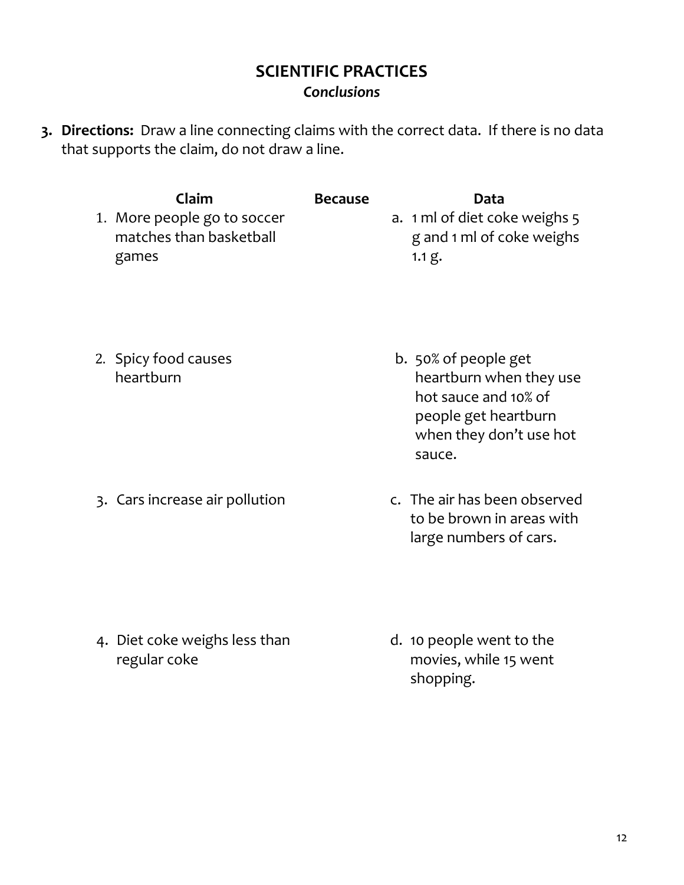# SCIENTIFIC PRACTICES

***Conclusions***

3. **Directions:** Draw a line connecting claims with the correct data. If there is no data that supports the claim, do not draw a line.

| Claim | Because | Data |
| --- | --- | --- |
| 1. More people go to soccer matches than basketball games | | a. 1 ml of diet coke weighs 5 g and 1 ml of coke weighs 1.1 g. |
| 2. Spicy food causes heartburn | | b. 50% of people get heartburn when they use hot sauce and 10% of people get heartburn when they don't use hot sauce. |
| 3. Cars increase air pollution | | c. The air has been observed to be brown in areas with large numbers of cars. |
| 4. Diet coke weighs less than regular coke | | d. 10 people went to the movies, while 15 went shopping. |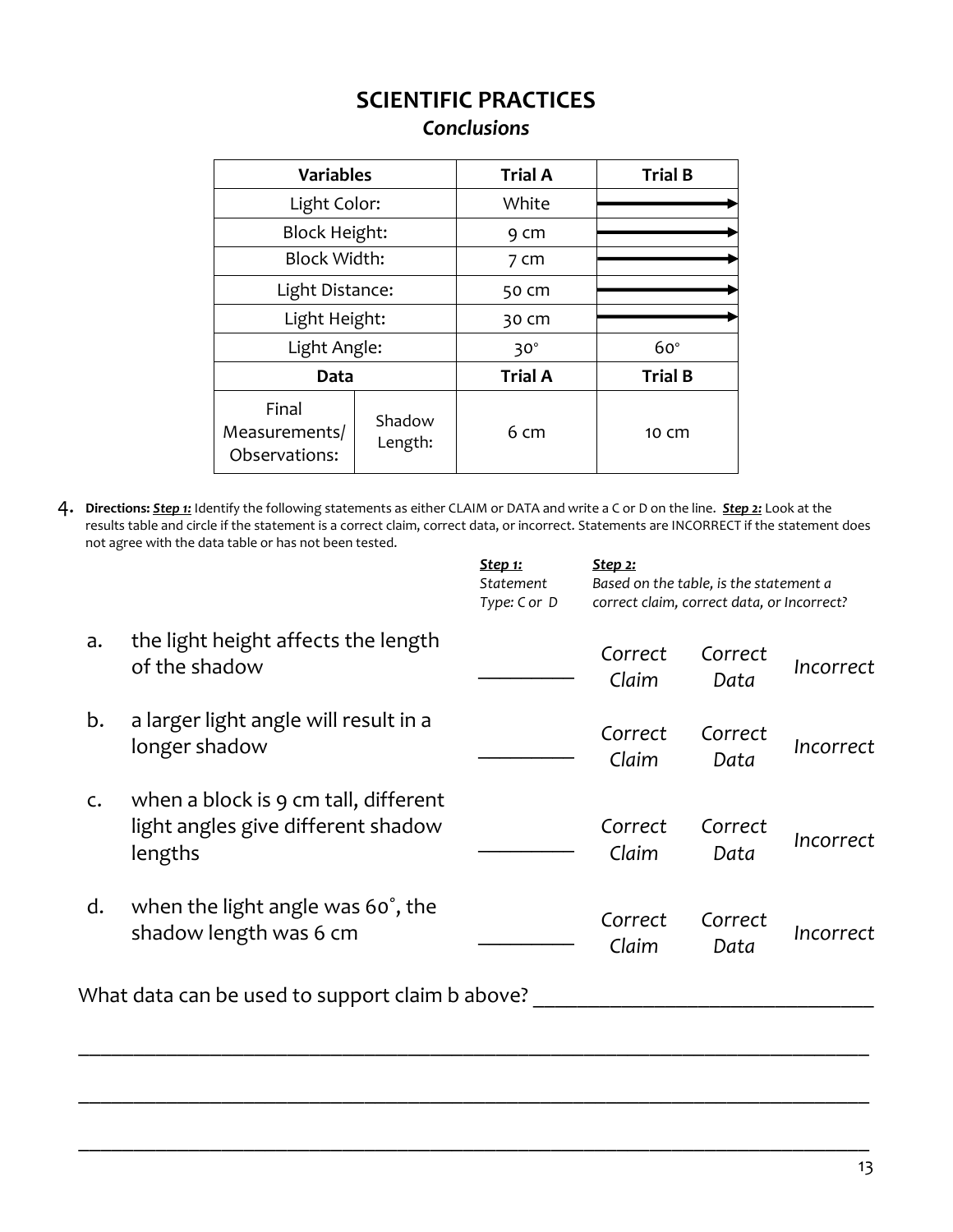# SCIENTIFIC PRACTICES

## *Conclusions*

| Variables | | Trial A | Trial B |
|---|---|---|---|
| Light Color: | | White | → |
| Block Height: | | 9 cm | → |
| Block Width: | | 7 cm | → |
| Light Distance: | | 50 cm | → |
| Light Height: | | 30 cm | → |
| Light Angle: | | 30° | 60° |
| **Data** | | **Trial A** | **Trial B** |
| Final Measurements/ Observations: | Shadow Length: | 6 cm | 10 cm |

4. **Directions:** ***Step 1:*** Identify the following statements as either CLAIM or DATA and write a C or D on the line. ***Step 2:*** Look at the results table and circle if the statement is a correct claim, correct data, or incorrect. Statements are INCORRECT if the statement does not agree with the data table or has not been tested.

| | | ***Step 1:*** *Statement Type: C or D* | ***Step 2:*** *Based on the table, is the statement a correct claim, correct data, or Incorrect?* | | |
|---|---|---|---|---|---|
| a. | the light height affects the length of the shadow | ________ | *Correct Claim* | *Correct Data* | *Incorrect* |
| b. | a larger light angle will result in a longer shadow | ________ | *Correct Claim* | *Correct Data* | *Incorrect* |
| c. | when a block is 9 cm tall, different light angles give different shadow lengths | ________ | *Correct Claim* | *Correct Data* | *Incorrect* |
| d. | when the light angle was 60˚, the shadow length was 6 cm | ________ | *Correct Claim* | *Correct Data* | *Incorrect* |

What data can be used to support claim b above? ______________________________

______________________________________________________________________________

______________________________________________________________________________

______________________________________________________________________________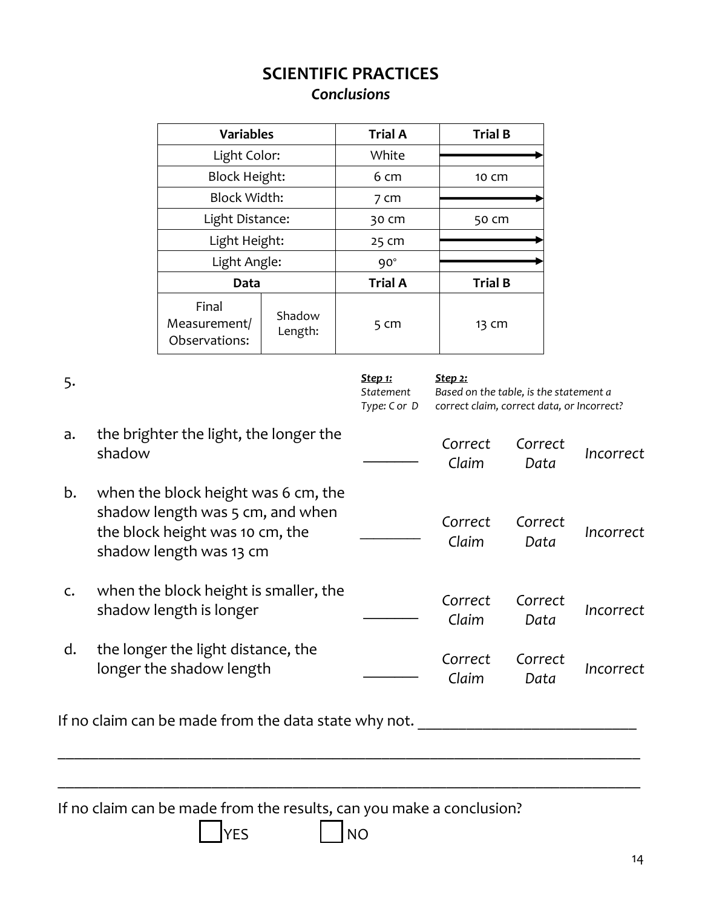# SCIENTIFIC PRACTICES

## *Conclusions*

| Variables | | Trial A | Trial B |
|---|---|---|---|
| Light Color: | | White | → |
| Block Height: | | 6 cm | 10 cm |
| Block Width: | | 7 cm | → |
| Light Distance: | | 30 cm | 50 cm |
| Light Height: | | 25 cm | → |
| Light Angle: | | 90° | → |
| **Data** | | **Trial A** | **Trial B** |
| Final Measurement/ Observations: | Shadow Length: | 5 cm | 13 cm |

5.

| | | ***Step 1:*** *Statement Type: C or D* | ***Step 2:*** *Based on the table, is the statement a correct claim, correct data, or Incorrect?* | | |
|---|---|---|---|---|---|
| a. | the brighter the light, the longer the shadow | _______ | *Correct Claim* | *Correct Data* | *Incorrect* |
| b. | when the block height was 6 cm, the shadow length was 5 cm, and when the block height was 10 cm, the shadow length was 13 cm | _______ | *Correct Claim* | *Correct Data* | *Incorrect* |
| c. | when the block height is smaller, the shadow length is longer | _______ | *Correct Claim* | *Correct Data* | *Incorrect* |
| d. | the longer the light distance, the longer the shadow length | _______ | *Correct Claim* | *Correct Data* | *Incorrect* |

If no claim can be made from the data state why not. ___________________________

___________________________________________________________________________

___________________________________________________________________________

If no claim can be made from the results, can you make a conclusion?

☐ YES ☐ NO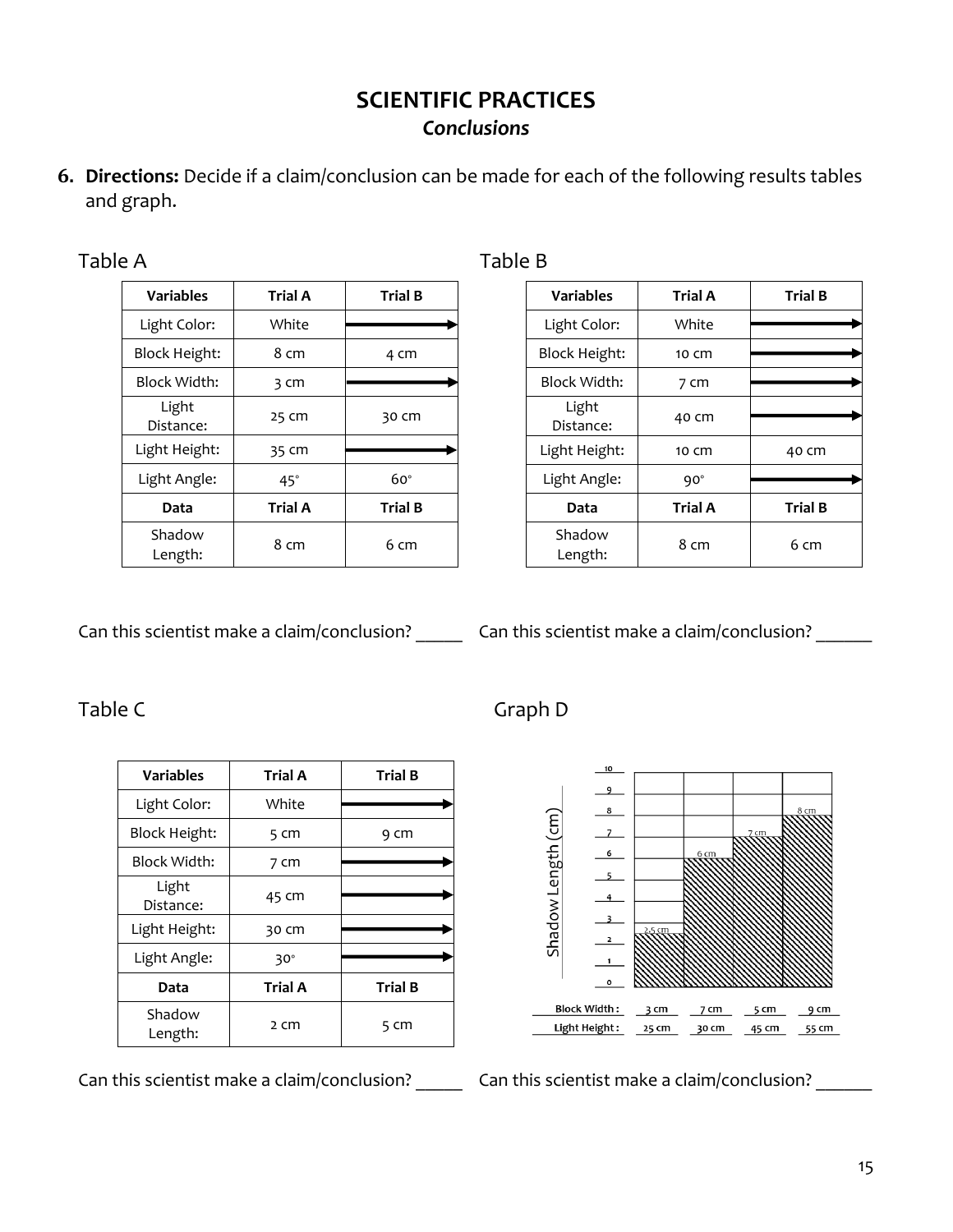# SCIENTIFIC PRACTICES

## *Conclusions*

6. **Directions:** Decide if a claim/conclusion can be made for each of the following results tables and graph.

### Table A

| Variables | Trial A | Trial B |
|---|---|---|
| Light Color: | White | → |
| Block Height: | 8 cm | 4 cm |
| Block Width: | 3 cm | → |
| Light Distance: | 25 cm | 30 cm |
| Light Height: | 35 cm | → |
| Light Angle: | 45° | 60° |
| **Data** | **Trial A** | **Trial B** |
| Shadow Length: | 8 cm | 6 cm |

Can this scientist make a claim/conclusion? _____

### Table B

| Variables | Trial A | Trial B |
|---|---|---|
| Light Color: | White | → |
| Block Height: | 10 cm | → |
| Block Width: | 7 cm | → |
| Light Distance: | 40 cm | → |
| Light Height: | 10 cm | 40 cm |
| Light Angle: | 90° | → |
| **Data** | **Trial A** | **Trial B** |
| Shadow Length: | 8 cm | 6 cm |

Can this scientist make a claim/conclusion? ______

### Table C

| Variables | Trial A | Trial B |
|---|---|---|
| Light Color: | White | → |
| Block Height: | 5 cm | 9 cm |
| Block Width: | 7 cm | → |
| Light Distance: | 45 cm | → |
| Light Height: | 30 cm | → |
| Light Angle: | 30° | → |
| **Data** | **Trial A** | **Trial B** |
| Shadow Length: | 2 cm | 5 cm |

Can this scientist make a claim/conclusion? _____

### Graph D

Shadow Length (cm)

| Block Width: | 3 cm | 7 cm | 5 cm | 9 cm |
|---|---|---|---|---|
| Light Height: | 25 cm | 30 cm | 45 cm | 55 cm |
| Shadow Length: | 2.5 cm | 6 cm | 7 cm | 8 cm |

Can this scientist make a claim/conclusion? ______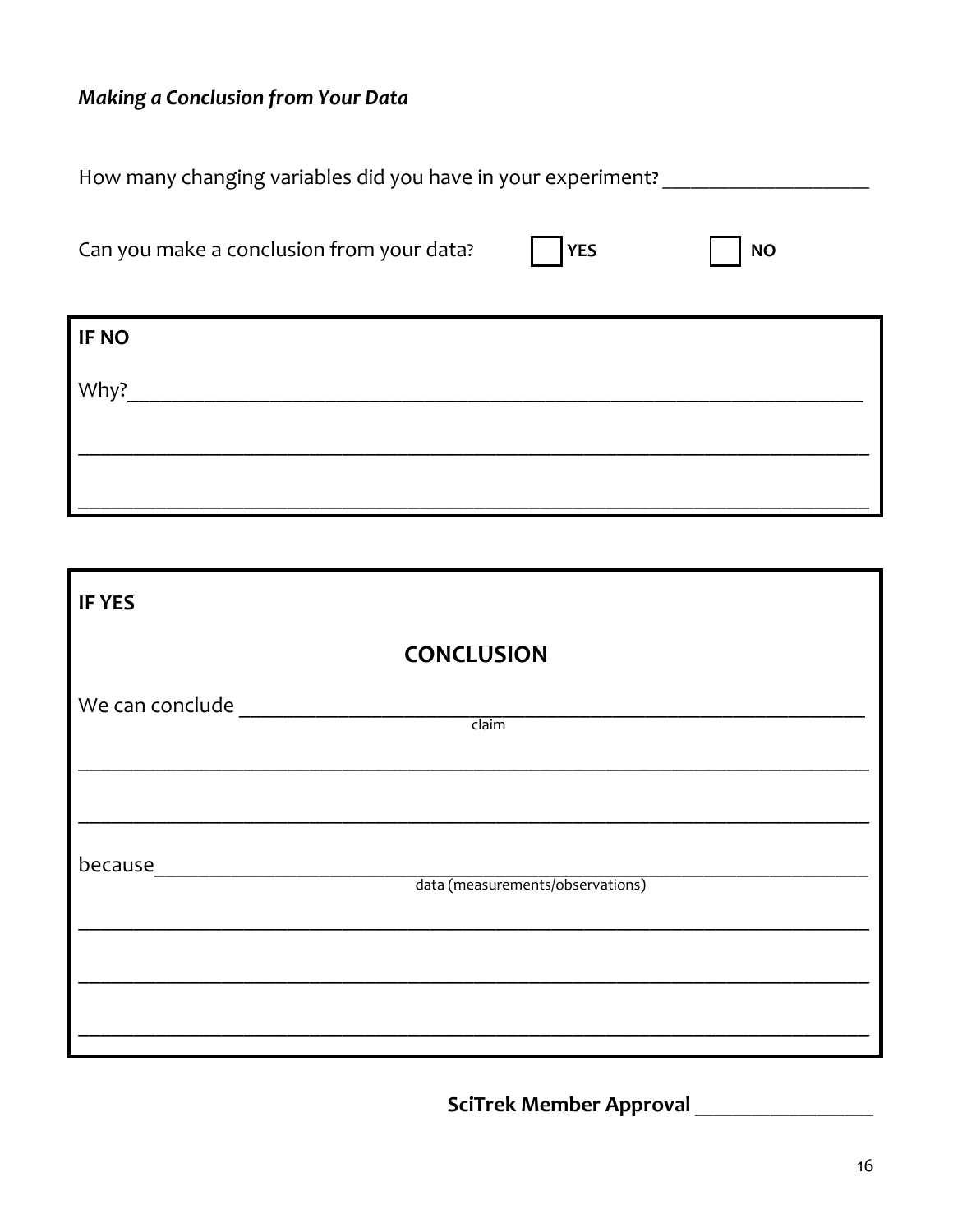***Making a Conclusion from Your Data***

How many changing variables did you have in your experiment? ___________________

Can you make a conclusion from your data? ☐ **YES** ☐ **NO**

**IF NO**

Why?_______________________________________________________________________

___________________________________________________________________________

___________________________________________________________________________

**IF YES**

## CONCLUSION

We can conclude ______________________________________________________________
claim

___________________________________________________________________________

___________________________________________________________________________

because_____________________________________________________________________
data (measurements/observations)

___________________________________________________________________________

___________________________________________________________________________

___________________________________________________________________________

**SciTrek Member Approval** _________________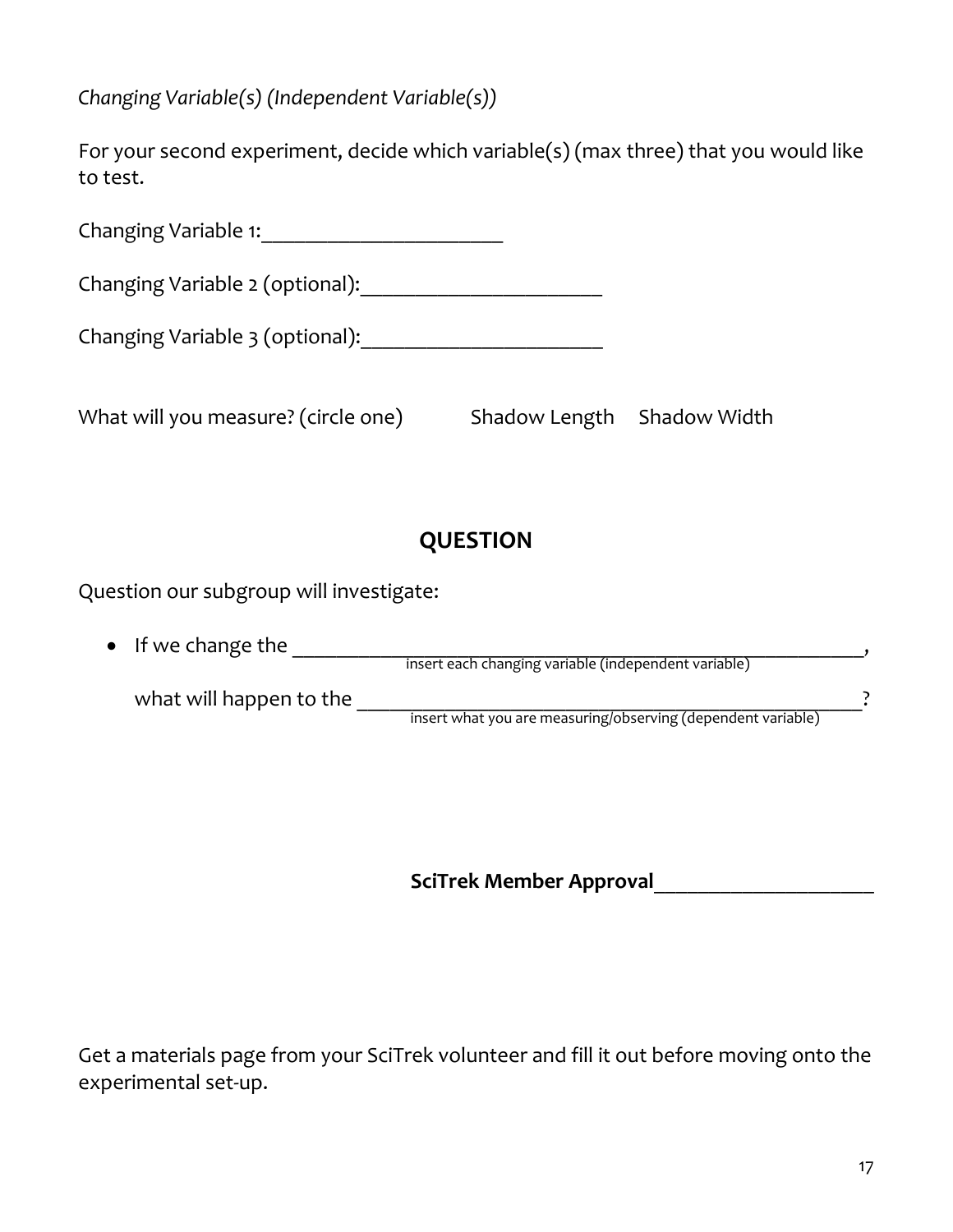*Changing Variable(s) (Independent Variable(s))*

For your second experiment, decide which variable(s) (max three) that you would like to test.

Changing Variable 1:______________________

Changing Variable 2 (optional):______________________

Changing Variable 3 (optional):______________________

What will you measure? (circle one)     Shadow Length     Shadow Width

## QUESTION

Question our subgroup will investigate:

- If we change the ____________________________________________________,
  insert each changing variable (independent variable)

  what will happen to the ______________________________________________?
  insert what you are measuring/observing (dependent variable)

**SciTrek Member Approval**____________________

Get a materials page from your SciTrek volunteer and fill it out before moving onto the experimental set-up.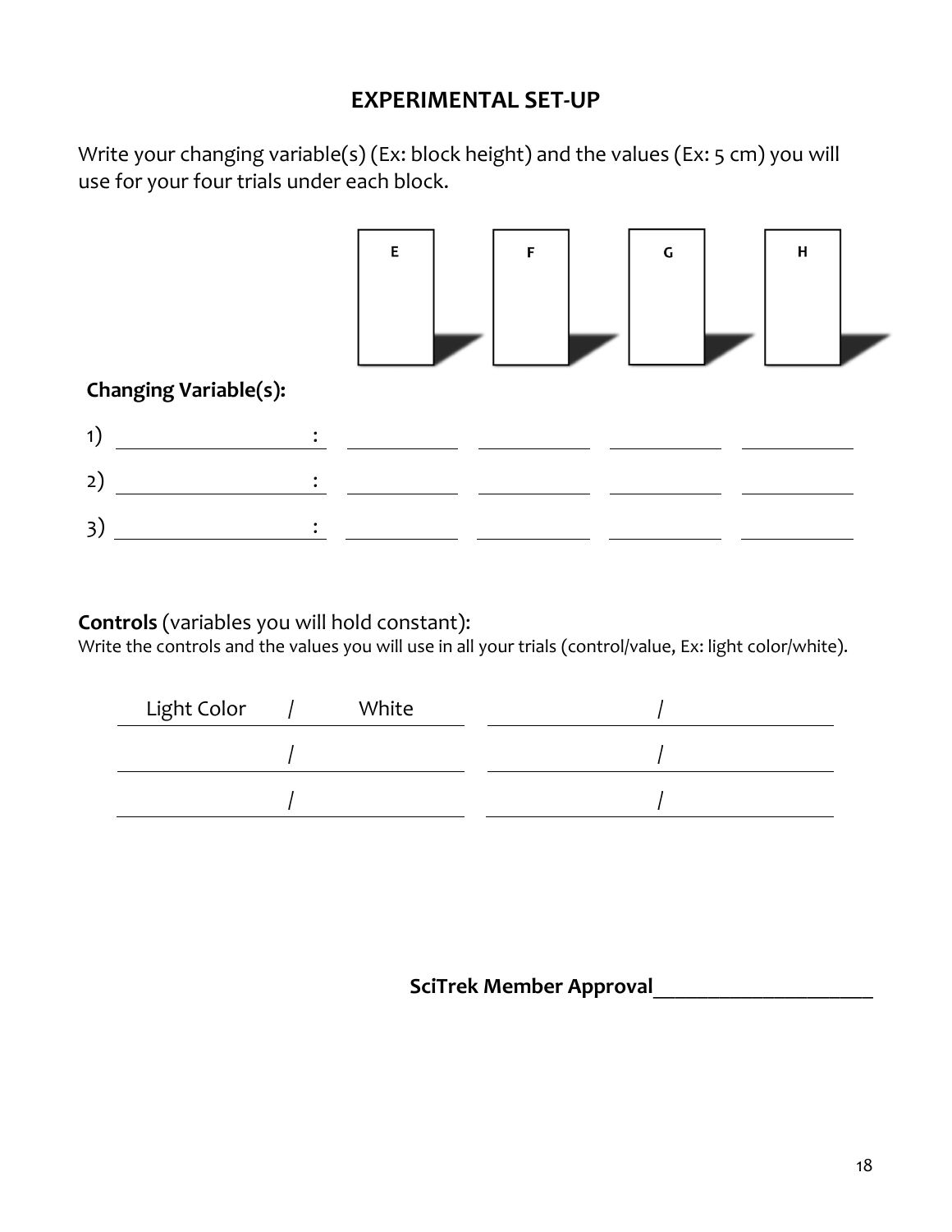## EXPERIMENTAL SET-UP

Write your changing variable(s) (Ex: block height) and the values (Ex: 5 cm) you will use for your four trials under each block.

| | E | F | G | H |
|---|---|---|---|---|

**Changing Variable(s):**

| | | E | F | G | H |
|---|---|---|---|---|---|
| 1) | ____________________ : | __________ | __________ | __________ | __________ |
| 2) | ____________________ : | __________ | __________ | __________ | __________ |
| 3) | ____________________ : | __________ | __________ | __________ | __________ |

**Controls** (variables you will hold constant):

Write the controls and the values you will use in all your trials (control/value, Ex: light color/white).

| | |
|---|---|
| Light Color / White | __________ / __________ |
| __________ / __________ | __________ / __________ |
| __________ / __________ | __________ / __________ |

**SciTrek Member Approval**______________________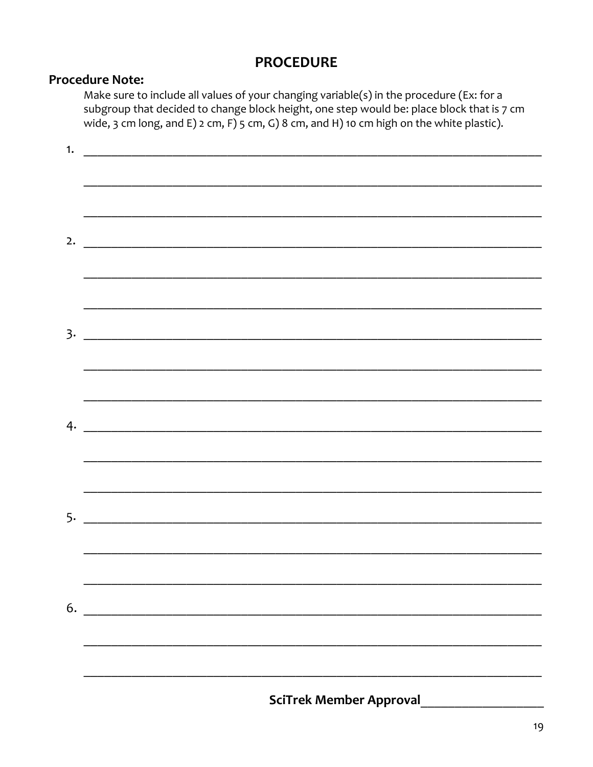# PROCEDURE

**Procedure Note:**

Make sure to include all values of your changing variable(s) in the procedure (Ex: for a subgroup that decided to change block height, one step would be: place block that is 7 cm wide, 3 cm long, and E) 2 cm, F) 5 cm, G) 8 cm, and H) 10 cm high on the white plastic).

1. ______________________________________________________________________

______________________________________________________________________

______________________________________________________________________

2. ______________________________________________________________________

______________________________________________________________________

______________________________________________________________________

3. ______________________________________________________________________

______________________________________________________________________

______________________________________________________________________

4. ______________________________________________________________________

______________________________________________________________________

______________________________________________________________________

5. ______________________________________________________________________

______________________________________________________________________

______________________________________________________________________

6. ______________________________________________________________________

______________________________________________________________________

______________________________________________________________________

**SciTrek Member Approval**____________________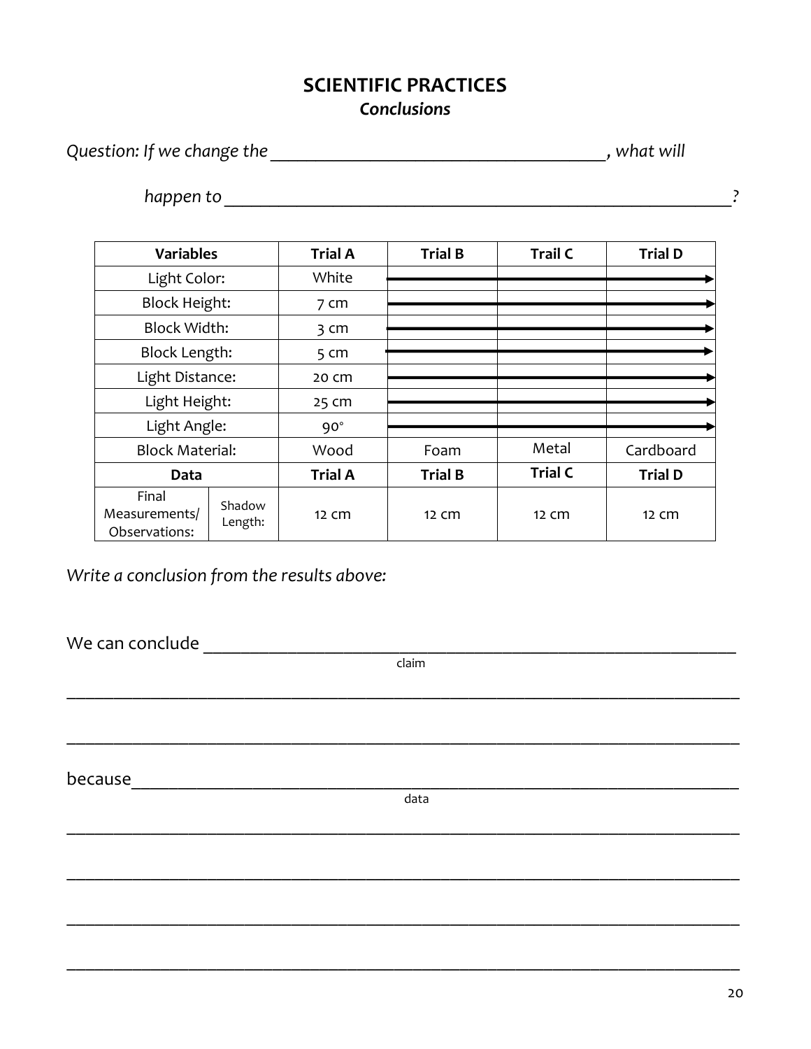# SCIENTIFIC PRACTICES

## *Conclusions*

*Question: If we change the ____________________________________, what will*

*happen to ____________________________________________________?*

| Variables | | Trial A | Trial B | Trail C | Trial D |
|---|---|---|---|---|---|
| Light Color: | | White | → | → | → |
| Block Height: | | 7 cm | → | → | → |
| Block Width: | | 3 cm | → | → | → |
| Block Length: | | 5 cm | → | → | → |
| Light Distance: | | 20 cm | → | → | → |
| Light Height: | | 25 cm | → | → | → |
| Light Angle: | | 90° | → | → | → |
| Block Material: | | Wood | Foam | Metal | Cardboard |
| **Data** | | **Trial A** | **Trial B** | **Trial C** | **Trial D** |
| Final Measurements/ Observations: | Shadow Length: | 12 cm | 12 cm | 12 cm | 12 cm |

*Write a conclusion from the results above:*

We can conclude ____________________________________________________
claim

______________________________________________________________________

______________________________________________________________________

because_______________________________________________________________
data

______________________________________________________________________

______________________________________________________________________

______________________________________________________________________

______________________________________________________________________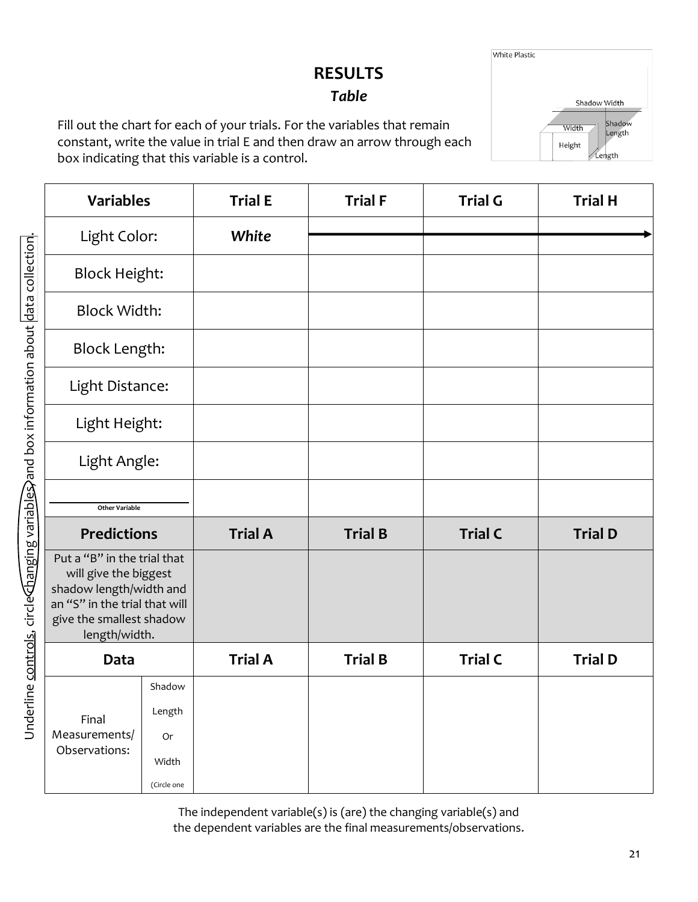# RESULTS

### *Table*

Fill out the chart for each of your trials. For the variables that remain constant, write the value in trial E and then draw an arrow through each box indicating that this variable is a control.

White Plastic

Shadow Width

Width

Shadow Length

Height

Length

Underline controls, circle changing variables, and box information about data collection.

| Variables | | Trial E | Trial F | Trial G | Trial H |
|---|---|---|---|---|---|
| Light Color: | | ***White*** | → | → | → |
| Block Height: | | | | | |
| Block Width: | | | | | |
| Block Length: | | | | | |
| Light Distance: | | | | | |
| Light Height: | | | | | |
| Light Angle: | | | | | |
| ______ Other Variable | | | | | |
| **Predictions** | | **Trial A** | **Trial B** | **Trial C** | **Trial D** |
| Put a "B" in the trial that will give the biggest shadow length/width and an "S" in the trial that will give the smallest shadow length/width. | | | | | |
| **Data** | | **Trial A** | **Trial B** | **Trial C** | **Trial D** |
| Final Measurements/ Observations: | Shadow Length Or Width (Circle one | | | | |

The independent variable(s) is (are) the changing variable(s) and the dependent variables are the final measurements/observations.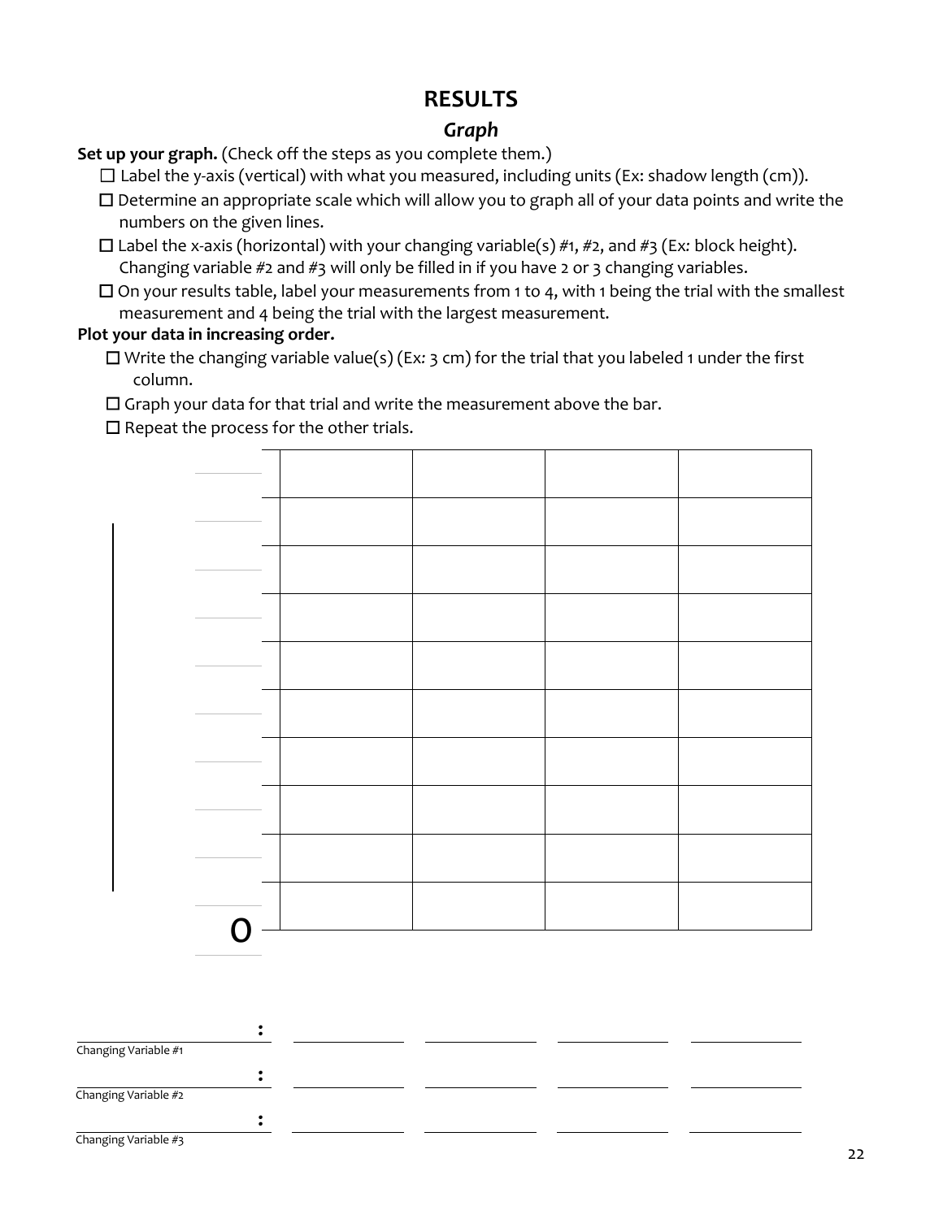# RESULTS

## *Graph*

**Set up your graph.** (Check off the steps as you complete them.)

- ☐ Label the y-axis (vertical) with what you measured, including units (Ex: shadow length (cm)).
- ☐ Determine an appropriate scale which will allow you to graph all of your data points and write the numbers on the given lines.
- ☐ Label the x-axis (horizontal) with your changing variable(s) #1, #2, and #3 (Ex*:* block height). Changing variable #2 and #3 will only be filled in if you have 2 or 3 changing variables.
- ☐ On your results table, label your measurements from 1 to 4, with 1 being the trial with the smallest measurement and 4 being the trial with the largest measurement.

**Plot your data in increasing order.**

- ☐ Write the changing variable value(s) (Ex*:* 3 cm) for the trial that you labeled 1 under the first column.
- ☐ Graph your data for that trial and write the measurement above the bar.
- ☐ Repeat the process for the other trials.

| | | | | |
|---|---|---|---|---|
| ______ | | | | |
| ______ | | | | |
| ______ | | | | |
| ______ | | | | |
| ______ | | | | |
| ______ | | | | |
| ______ | | | | |
| ______ | | | | |
| ______ | | | | |
| ______ | | | | |
| 0 | | | | |

______________ : ______________ ______________ ______________ ______________
Changing Variable #1

______________ : ______________ ______________ ______________ ______________
Changing Variable #2

______________ : ______________ ______________ ______________ ______________
Changing Variable #3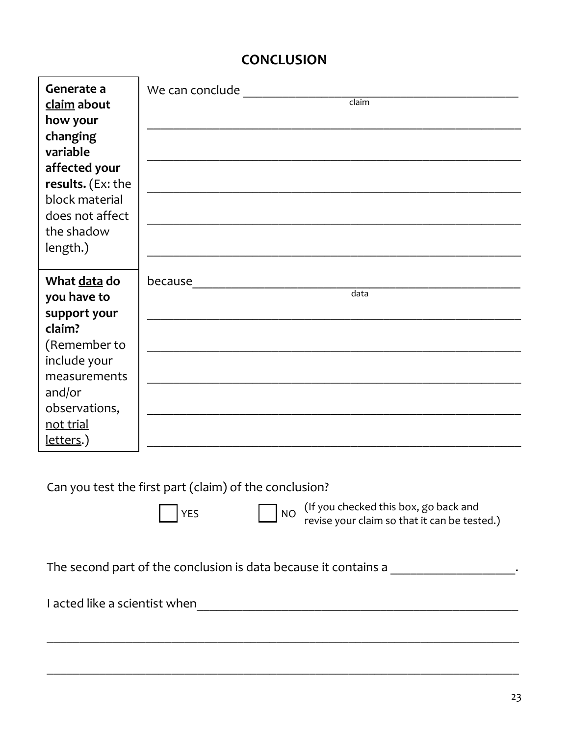# CONCLUSION

| | |
|---|---|
| **Generate a <u>claim</u> about how your changing variable affected your results.** (Ex: the block material does not affect the shadow length.) | We can conclude ______________________________ (claim)<br>______________________________<br>______________________________<br>______________________________<br>______________________________<br>______________________________ |
| **What <u>data</u> do you have to support your claim?** (Remember to include your measurements and/or observations, <u>not trial letters</u>.) | because______________________________ (data)<br>______________________________<br>______________________________<br>______________________________<br>______________________________<br>______________________________ |

Can you test the first part (claim) of the conclusion?

☐ YES ☐ NO (If you checked this box, go back and revise your claim so that it can be tested.)

The second part of the conclusion is data because it contains a ____________________.

I acted like a scientist when______________________________

______________________________

______________________________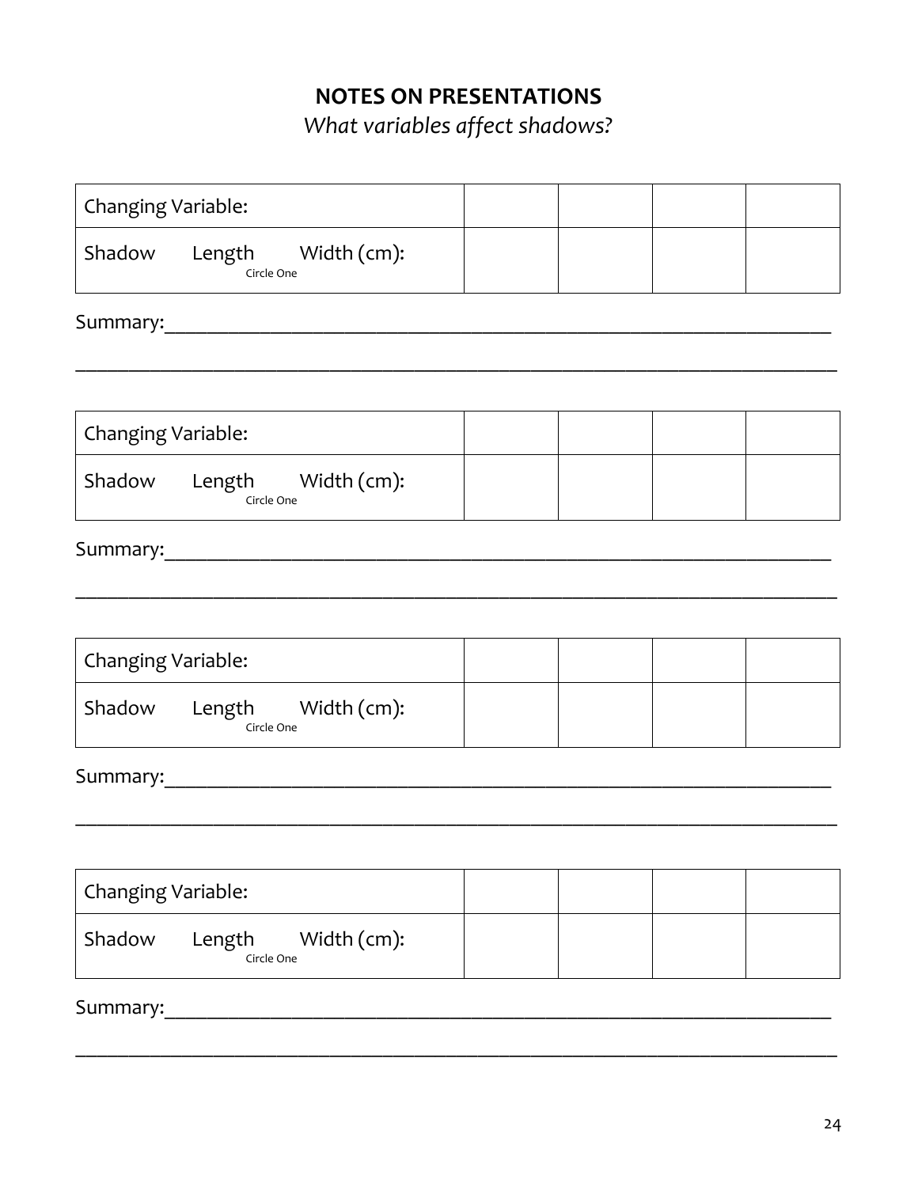# NOTES ON PRESENTATIONS

*What variables affect shadows?*

| Changing Variable: | | | | |
|---|---|---|---|---|
| Shadow Length Width (cm): Circle One | | | | |

Summary:\_\_\_\_\_\_\_\_\_\_\_\_\_\_\_\_\_\_\_\_\_\_\_\_\_\_\_\_\_\_\_\_\_\_\_\_\_\_\_\_\_\_\_\_\_\_\_\_\_\_\_\_\_\_\_\_\_\_\_\_\_\_\_\_

\_\_\_\_\_\_\_\_\_\_\_\_\_\_\_\_\_\_\_\_\_\_\_\_\_\_\_\_\_\_\_\_\_\_\_\_\_\_\_\_\_\_\_\_\_\_\_\_\_\_\_\_\_\_\_\_\_\_\_\_\_\_\_\_\_\_\_\_\_\_\_\_\_\_

| Changing Variable: | | | | |
|---|---|---|---|---|
| Shadow Length Width (cm): Circle One | | | | |

Summary:\_\_\_\_\_\_\_\_\_\_\_\_\_\_\_\_\_\_\_\_\_\_\_\_\_\_\_\_\_\_\_\_\_\_\_\_\_\_\_\_\_\_\_\_\_\_\_\_\_\_\_\_\_\_\_\_\_\_\_\_\_\_\_\_

\_\_\_\_\_\_\_\_\_\_\_\_\_\_\_\_\_\_\_\_\_\_\_\_\_\_\_\_\_\_\_\_\_\_\_\_\_\_\_\_\_\_\_\_\_\_\_\_\_\_\_\_\_\_\_\_\_\_\_\_\_\_\_\_\_\_\_\_\_\_\_\_\_\_

| Changing Variable: | | | | |
|---|---|---|---|---|
| Shadow Length Width (cm): Circle One | | | | |

Summary:\_\_\_\_\_\_\_\_\_\_\_\_\_\_\_\_\_\_\_\_\_\_\_\_\_\_\_\_\_\_\_\_\_\_\_\_\_\_\_\_\_\_\_\_\_\_\_\_\_\_\_\_\_\_\_\_\_\_\_\_\_\_\_\_

\_\_\_\_\_\_\_\_\_\_\_\_\_\_\_\_\_\_\_\_\_\_\_\_\_\_\_\_\_\_\_\_\_\_\_\_\_\_\_\_\_\_\_\_\_\_\_\_\_\_\_\_\_\_\_\_\_\_\_\_\_\_\_\_\_\_\_\_\_\_\_\_\_\_

| Changing Variable: | | | | |
|---|---|---|---|---|
| Shadow Length Width (cm): Circle One | | | | |

Summary:\_\_\_\_\_\_\_\_\_\_\_\_\_\_\_\_\_\_\_\_\_\_\_\_\_\_\_\_\_\_\_\_\_\_\_\_\_\_\_\_\_\_\_\_\_\_\_\_\_\_\_\_\_\_\_\_\_\_\_\_\_\_\_\_

\_\_\_\_\_\_\_\_\_\_\_\_\_\_\_\_\_\_\_\_\_\_\_\_\_\_\_\_\_\_\_\_\_\_\_\_\_\_\_\_\_\_\_\_\_\_\_\_\_\_\_\_\_\_\_\_\_\_\_\_\_\_\_\_\_\_\_\_\_\_\_\_\_\_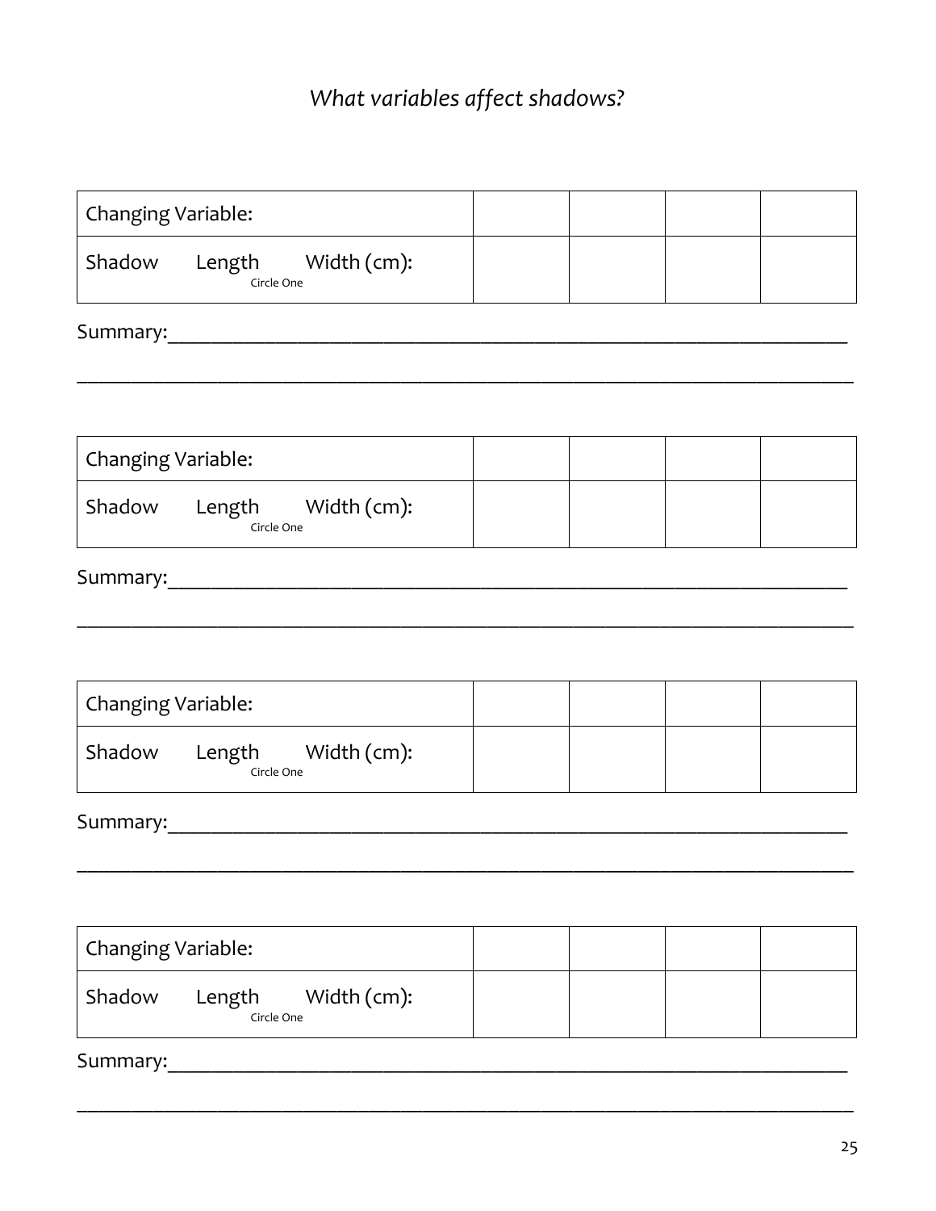*What variables affect shadows?*

| Changing Variable: | | | | |
|---|---|---|---|---|
| Shadow Length Width (cm): Circle One | | | | |

Summary:\_\_\_\_\_\_\_\_\_\_\_\_\_\_\_\_\_\_\_\_\_\_\_\_\_\_\_\_\_\_\_\_\_\_\_\_\_\_\_\_\_\_\_\_\_\_\_\_\_\_\_\_\_\_\_\_\_\_\_\_\_\_\_\_\_\_\_\_

\_\_\_\_\_\_\_\_\_\_\_\_\_\_\_\_\_\_\_\_\_\_\_\_\_\_\_\_\_\_\_\_\_\_\_\_\_\_\_\_\_\_\_\_\_\_\_\_\_\_\_\_\_\_\_\_\_\_\_\_\_\_\_\_\_\_\_\_\_\_\_\_\_\_\_\_\_\_

| Changing Variable: | | | | |
|---|---|---|---|---|
| Shadow Length Width (cm): Circle One | | | | |

Summary:\_\_\_\_\_\_\_\_\_\_\_\_\_\_\_\_\_\_\_\_\_\_\_\_\_\_\_\_\_\_\_\_\_\_\_\_\_\_\_\_\_\_\_\_\_\_\_\_\_\_\_\_\_\_\_\_\_\_\_\_\_\_\_\_\_\_\_\_

\_\_\_\_\_\_\_\_\_\_\_\_\_\_\_\_\_\_\_\_\_\_\_\_\_\_\_\_\_\_\_\_\_\_\_\_\_\_\_\_\_\_\_\_\_\_\_\_\_\_\_\_\_\_\_\_\_\_\_\_\_\_\_\_\_\_\_\_\_\_\_\_\_\_\_\_\_\_

| Changing Variable: | | | | |
|---|---|---|---|---|
| Shadow Length Width (cm): Circle One | | | | |

Summary:\_\_\_\_\_\_\_\_\_\_\_\_\_\_\_\_\_\_\_\_\_\_\_\_\_\_\_\_\_\_\_\_\_\_\_\_\_\_\_\_\_\_\_\_\_\_\_\_\_\_\_\_\_\_\_\_\_\_\_\_\_\_\_\_\_\_\_\_

\_\_\_\_\_\_\_\_\_\_\_\_\_\_\_\_\_\_\_\_\_\_\_\_\_\_\_\_\_\_\_\_\_\_\_\_\_\_\_\_\_\_\_\_\_\_\_\_\_\_\_\_\_\_\_\_\_\_\_\_\_\_\_\_\_\_\_\_\_\_\_\_\_\_\_\_\_\_

| Changing Variable: | | | | |
|---|---|---|---|---|
| Shadow Length Width (cm): Circle One | | | | |

Summary:\_\_\_\_\_\_\_\_\_\_\_\_\_\_\_\_\_\_\_\_\_\_\_\_\_\_\_\_\_\_\_\_\_\_\_\_\_\_\_\_\_\_\_\_\_\_\_\_\_\_\_\_\_\_\_\_\_\_\_\_\_\_\_\_\_\_\_\_

\_\_\_\_\_\_\_\_\_\_\_\_\_\_\_\_\_\_\_\_\_\_\_\_\_\_\_\_\_\_\_\_\_\_\_\_\_\_\_\_\_\_\_\_\_\_\_\_\_\_\_\_\_\_\_\_\_\_\_\_\_\_\_\_\_\_\_\_\_\_\_\_\_\_\_\_\_\_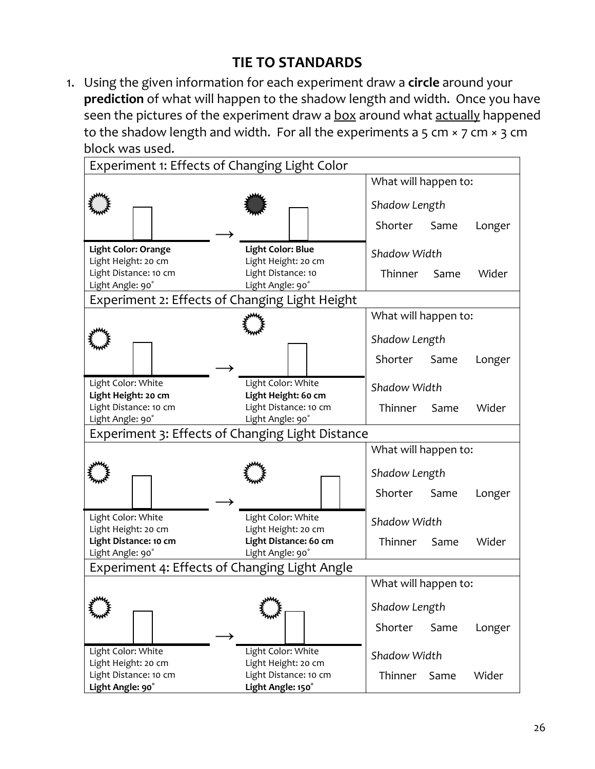## TIE TO STANDARDS

1. Using the given information for each experiment draw a **circle** around your **prediction** of what will happen to the shadow length and width. Once you have seen the pictures of the experiment draw a box around what actually happened to the shadow length and width. For all the experiments a 5 cm × 7 cm × 3 cm block was used.

| Experiment 1: Effects of Changing Light Color | | | |
|---|---|---|---|
| **Light Color: Orange**<br>Light Height: 20 cm<br>Light Distance: 10 cm<br>Light Angle: 90˚ | → | **Light Color: Blue**<br>Light Height: 20 cm<br>Light Distance: 10<br>Light Angle: 90˚ | What will happen to:<br>*Shadow Length*<br>Shorter Same Longer<br>*Shadow Width*<br>Thinner Same Wider |
| **Experiment 2: Effects of Changing Light Height** | | | |
| Light Color: White<br>**Light Height: 20 cm**<br>Light Distance: 10 cm<br>Light Angle: 90˚ | → | Light Color: White<br>**Light Height: 60 cm**<br>Light Distance: 10 cm<br>Light Angle: 90˚ | What will happen to:<br>*Shadow Length*<br>Shorter Same Longer<br>*Shadow Width*<br>Thinner Same Wider |
| **Experiment 3: Effects of Changing Light Distance** | | | |
| Light Color: White<br>Light Height: 20 cm<br>**Light Distance: 10 cm**<br>Light Angle: 90˚ | → | Light Color: White<br>Light Height: 20 cm<br>**Light Distance: 60 cm**<br>Light Angle: 90˚ | What will happen to:<br>*Shadow Length*<br>Shorter Same Longer<br>*Shadow Width*<br>Thinner Same Wider |
| **Experiment 4: Effects of Changing Light Angle** | | | |
| Light Color: White<br>Light Height: 20 cm<br>Light Distance: 10 cm<br>**Light Angle: 90˚** | → | Light Color: White<br>Light Height: 20 cm<br>Light Distance: 10 cm<br>**Light Angle: 150˚** | What will happen to:<br>*Shadow Length*<br>Shorter Same Longer<br>*Shadow Width*<br>Thinner Same Wider |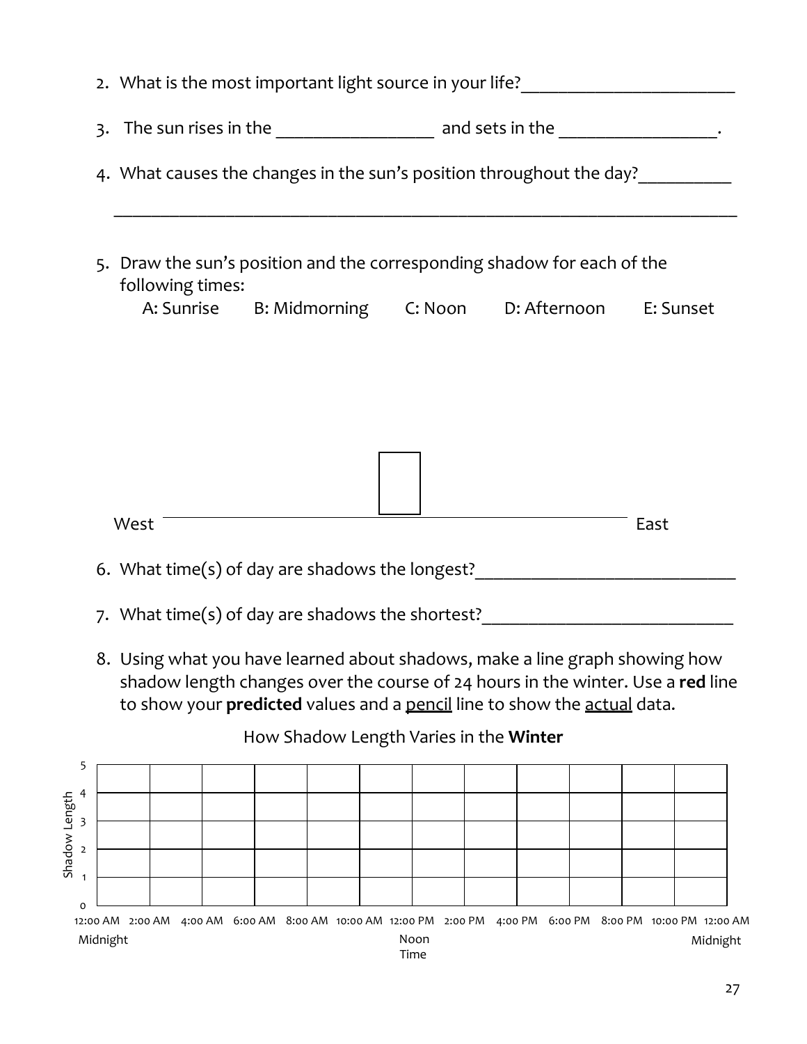2. What is the most important light source in your life?________________________

3. The sun rises in the __________________ and sets in the _________________.

4. What causes the changes in the sun's position throughout the day?__________

_______________________________________________________________________

5. Draw the sun's position and the corresponding shadow for each of the following times:

   A: Sunrise B: Midmorning C: Noon D: Afternoon E: Sunset

West ________________________________________________ East

6. What time(s) of day are shadows the longest?_____________________________

7. What time(s) of day are shadows the shortest?____________________________

8. Using what you have learned about shadows, make a line graph showing how shadow length changes over the course of 24 hours in the winter. Use a **red** line to show your **predicted** values and a pencil line to show the actual data.

How Shadow Length Varies in the **Winter**

Shadow Length (0–5)

| Shadow Length | | | | | | | | | | | | |
|---|---|---|---|---|---|---|---|---|---|---|---|---|
| 5 | | | | | | | | | | | | |
| 4 | | | | | | | | | | | | |
| 3 | | | | | | | | | | | | |
| 2 | | | | | | | | | | | | |
| 1 | | | | | | | | | | | | |
| 0 | | | | | | | | | | | | |

Time: 12:00 AM (Midnight), 2:00 AM, 4:00 AM, 6:00 AM, 8:00 AM, 10:00 AM, 12:00 PM (Noon), 2:00 PM, 4:00 PM, 6:00 PM, 8:00 PM, 10:00 PM, 12:00 AM (Midnight)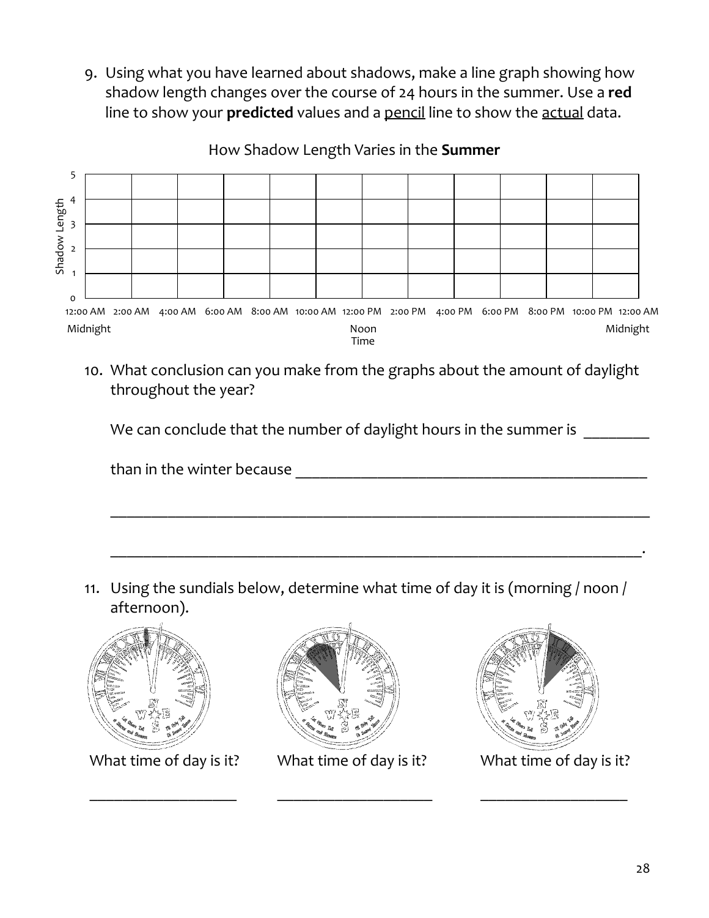9. Using what you have learned about shadows, make a line graph showing how shadow length changes over the course of 24 hours in the summer. Use a **red** line to show your **predicted** values and a pencil line to show the actual data.

How Shadow Length Varies in the **Summer**

Shadow Length: 0, 1, 2, 3, 4, 5

Time: 12:00 AM (Midnight), 2:00 AM, 4:00 AM, 6:00 AM, 8:00 AM, 10:00 AM, 12:00 PM (Noon), 2:00 PM, 4:00 PM, 6:00 PM, 8:00 PM, 10:00 PM, 12:00 AM (Midnight)

10. What conclusion can you make from the graphs about the amount of daylight throughout the year?

    We can conclude that the number of daylight hours in the summer is ________ than in the winter because ______________________________________________

    ______________________________________________________________________

    ______________________________________________________________________.

11. Using the sundials below, determine what time of day it is (morning / noon / afternoon).

| What time of day is it? | What time of day is it? | What time of day is it? |
| --- | --- | --- |
| ____________________ | ____________________ | ____________________ |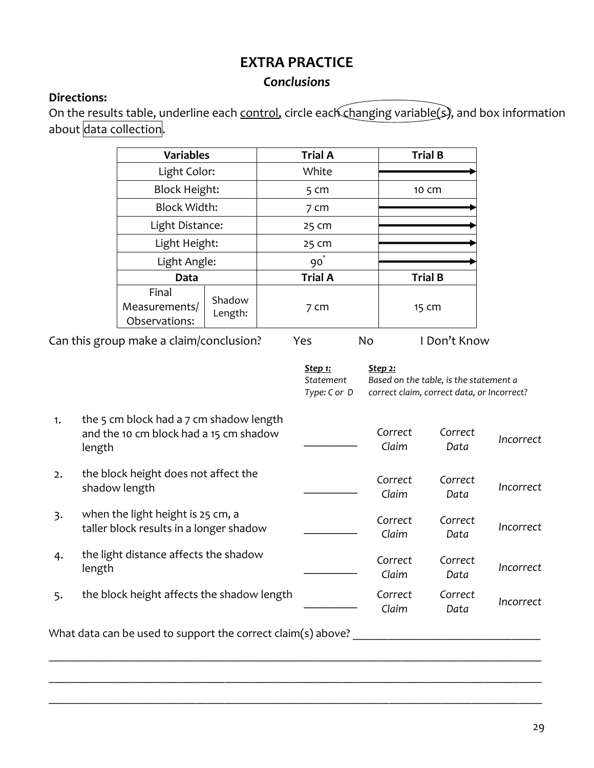# EXTRA PRACTICE

## *Conclusions*

**Directions:**
On the results table, underline each control, circle each changing variable(s), and box information about data collection.

| Variables | | Trial A | Trial B |
|---|---|---|---|
| Light Color: | | White | → |
| Block Height: | | 5 cm | 10 cm |
| Block Width: | | 7 cm | → |
| Light Distance: | | 25 cm | → |
| Light Height: | | 25 cm | → |
| Light Angle: | | 90° | → |
| **Data** | | **Trial A** | **Trial B** |
| Final Measurements/ Observations: | Shadow Length: | 7 cm | 15 cm |

Can this group make a claim/conclusion? Yes No I Don't Know

| | | ***Step 1:*** *Statement Type: C or D* | ***Step 2:*** *Based on the table, is the statement a correct claim, correct data, or Incorrect?* | | |
|---|---|---|---|---|---|
| 1. | the 5 cm block had a 7 cm shadow length and the 10 cm block had a 15 cm shadow length | ________ | *Correct Claim* | *Correct Data* | *Incorrect* |
| 2. | the block height does not affect the shadow length | ________ | *Correct Claim* | *Correct Data* | *Incorrect* |
| 3. | when the light height is 25 cm, a taller block results in a longer shadow | ________ | *Correct Claim* | *Correct Data* | *Incorrect* |
| 4. | the light distance affects the shadow length | ________ | *Correct Claim* | *Correct Data* | *Incorrect* |
| 5. | the block height affects the shadow length | ________ | *Correct Claim* | *Correct Data* | *Incorrect* |

What data can be used to support the correct claim(s) above? ______________________________

__________________________________________________________________________________

__________________________________________________________________________________

__________________________________________________________________________________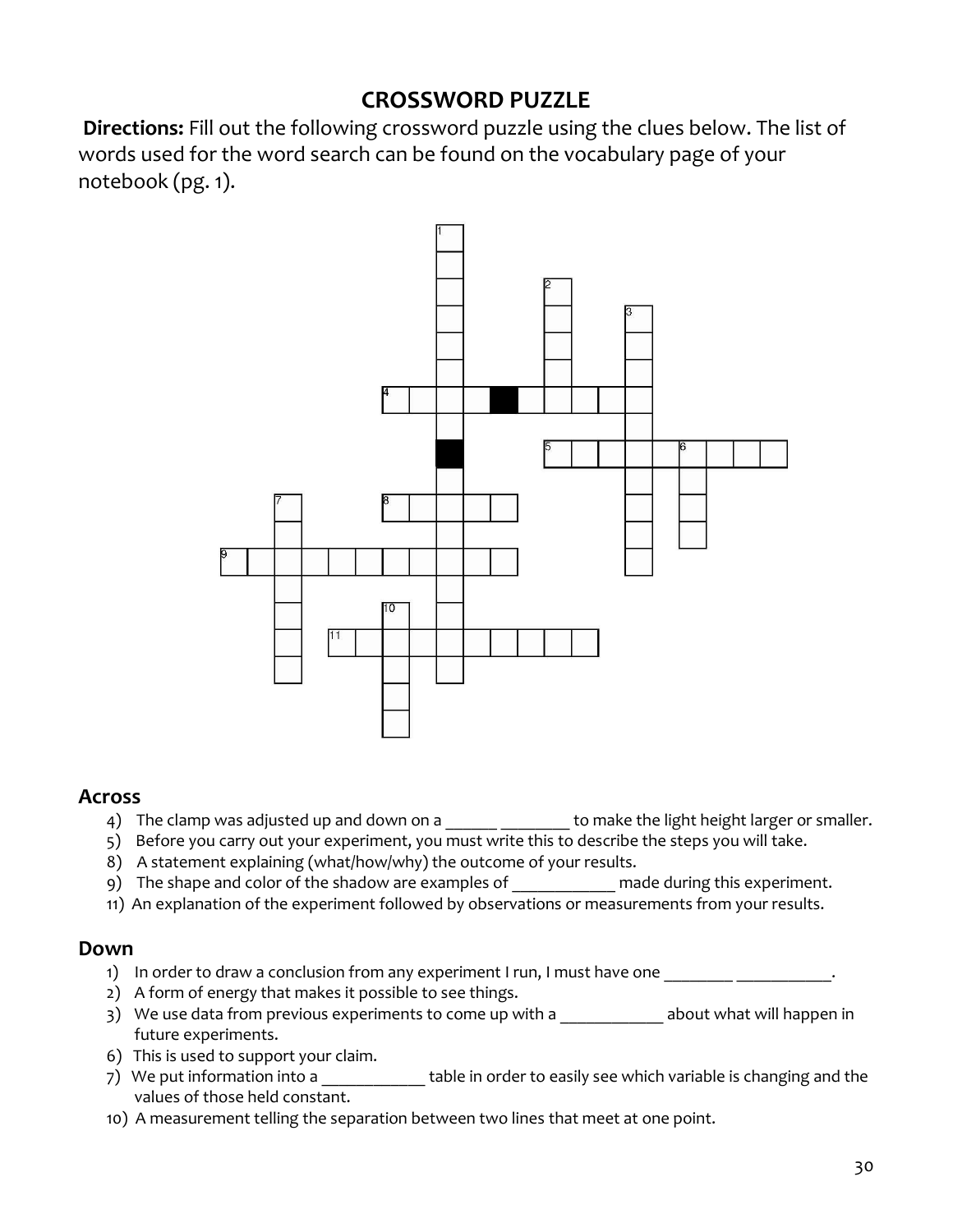# CROSSWORD PUZZLE

**Directions:** Fill out the following crossword puzzle using the clues below. The list of words used for the word search can be found on the vocabulary page of your notebook (pg. 1).

## Across

4) The clamp was adjusted up and down on a ______ ________ to make the light height larger or smaller.
5) Before you carry out your experiment, you must write this to describe the steps you will take.
8) A statement explaining (what/how/why) the outcome of your results.
9) The shape and color of the shadow are examples of ____________ made during this experiment.
11) An explanation of the experiment followed by observations or measurements from your results.

## Down

1) In order to draw a conclusion from any experiment I run, I must have one ________ ___________.
2) A form of energy that makes it possible to see things.
3) We use data from previous experiments to come up with a ____________ about what will happen in future experiments.
6) This is used to support your claim.
7) We put information into a ____________ table in order to easily see which variable is changing and the values of those held constant.
10) A measurement telling the separation between two lines that meet at one point.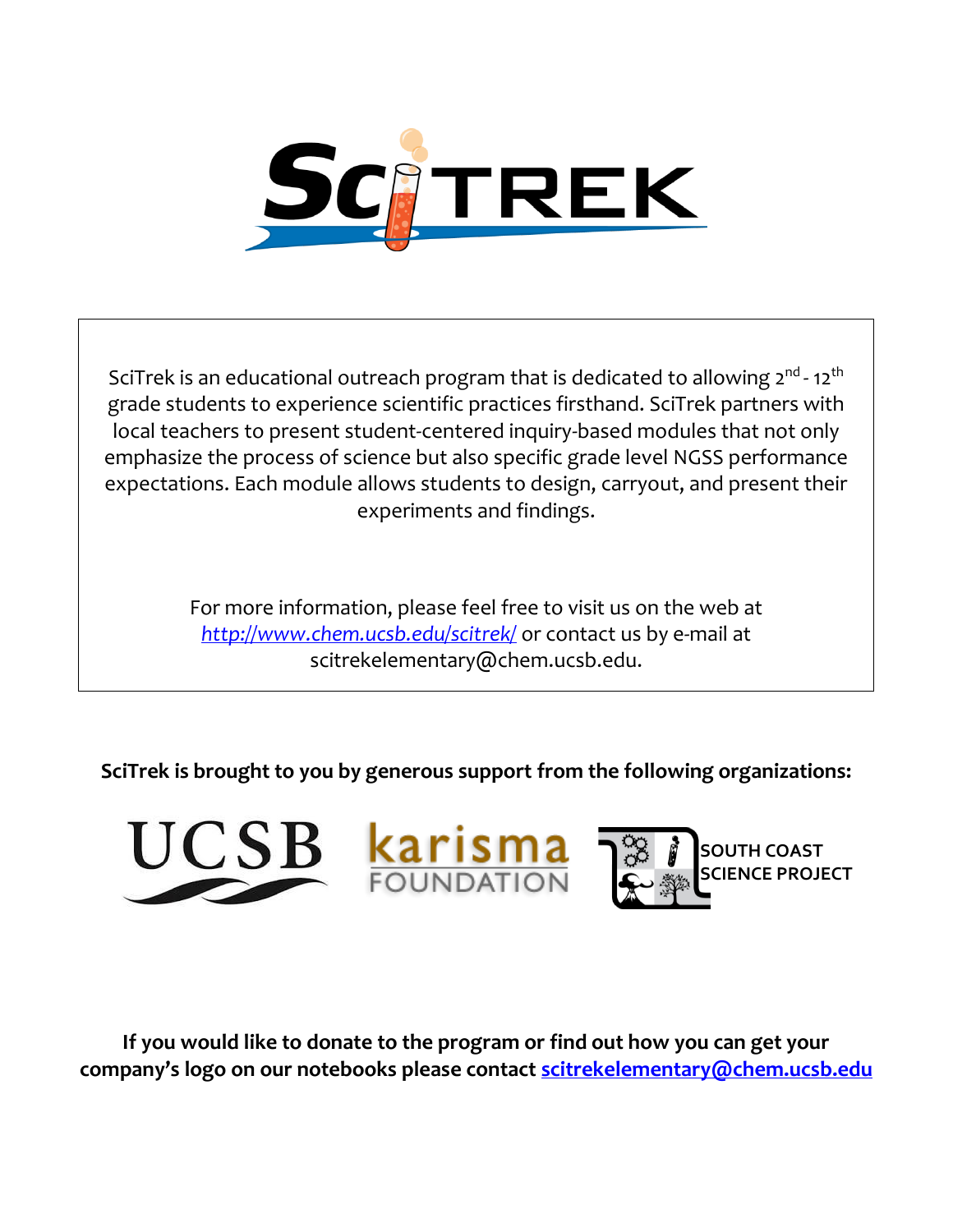SciTrek is an educational outreach program that is dedicated to allowing 2nd - 12th grade students to experience scientific practices firsthand. SciTrek partners with local teachers to present student-centered inquiry-based modules that not only emphasize the process of science but also specific grade level NGSS performance expectations. Each module allows students to design, carryout, and present their experiments and findings.

For more information, please feel free to visit us on the web at *http://www.chem.ucsb.edu/scitrek/* or contact us by e-mail at scitrekelementary@chem.ucsb.edu.

**SciTrek is brought to you by generous support from the following organizations:**

UCSB

karisma FOUNDATION

SOUTH COAST SCIENCE PROJECT

**If you would like to donate to the program or find out how you can get your company's logo on our notebooks please contact scitrekelementary@chem.ucsb.edu**